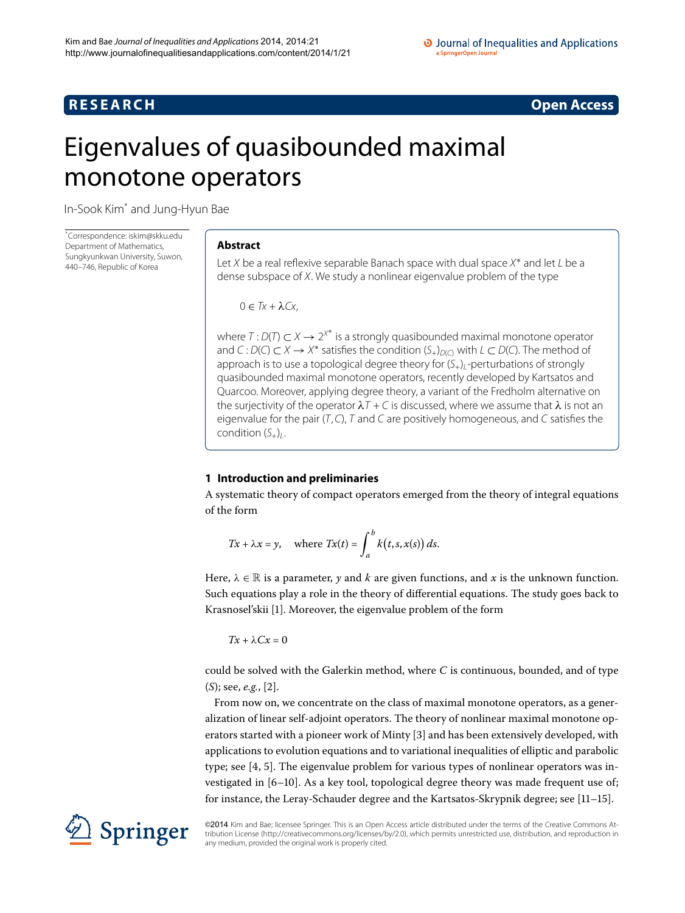**RESEARCH** **Open Access**

# Eigenvalues of quasibounded maximal monotone operators

In-Sook Kim* and Jung-Hyun Bae

*Correspondence: iskim@skku.edu
Department of Mathematics, Sungkyunkwan University, Suwon, 440–746, Republic of Korea

## Abstract

Let $X$ be a real reflexive separable Banach space with dual space $X^*$ and let $L$ be a dense subspace of $X$. We study a nonlinear eigenvalue problem of the type

$$0 \in Tx + \lambda Cx,$$

where $T : D(T) \subset X \to 2^{X^*}$ is a strongly quasibounded maximal monotone operator and $C : D(C) \subset X \to X^*$ satisfies the condition $(S_+)_{D(C)}$ with $L \subset D(C)$. The method of approach is to use a topological degree theory for $(S_+)_L$-perturbations of strongly quasibounded maximal monotone operators, recently developed by Kartsatos and Quarcoo. Moreover, applying degree theory, a variant of the Fredholm alternative on the surjectivity of the operator $\lambda T + C$ is discussed, where we assume that $\lambda$ is not an eigenvalue for the pair $(T, C)$, $T$ and $C$ are positively homogeneous, and $C$ satisfies the condition $(S_+)_L$.

## 1 Introduction and preliminaries

A systematic theory of compact operators emerged from the theory of integral equations of the form

$$Tx + \lambda x = y, \quad \text{where } Tx(t) = \int_a^b k(t, s, x(s))\, ds.$$

Here, $\lambda \in \mathbb{R}$ is a parameter, $y$ and $k$ are given functions, and $x$ is the unknown function. Such equations play a role in the theory of differential equations. The study goes back to Krasnosel'skii [1]. Moreover, the eigenvalue problem of the form

$$Tx + \lambda Cx = 0$$

could be solved with the Galerkin method, where $C$ is continuous, bounded, and of type $(S)$; see, *e.g.*, [2].

From now on, we concentrate on the class of maximal monotone operators, as a generalization of linear self-adjoint operators. The theory of nonlinear maximal monotone operators started with a pioneer work of Minty [3] and has been extensively developed, with applications to evolution equations and to variational inequalities of elliptic and parabolic type; see [4, 5]. The eigenvalue problem for various types of nonlinear operators was investigated in [6–10]. As a key tool, topological degree theory was made frequent use of; for instance, the Leray-Schauder degree and the Kartsatos-Skrypnik degree; see [11–15].

©2014 Kim and Bae; licensee Springer. This is an Open Access article distributed under the terms of the Creative Commons Attribution License (http://creativecommons.org/licenses/by/2.0), which permits unrestricted use, distribution, and reproduction in any medium, provided the original work is properly cited.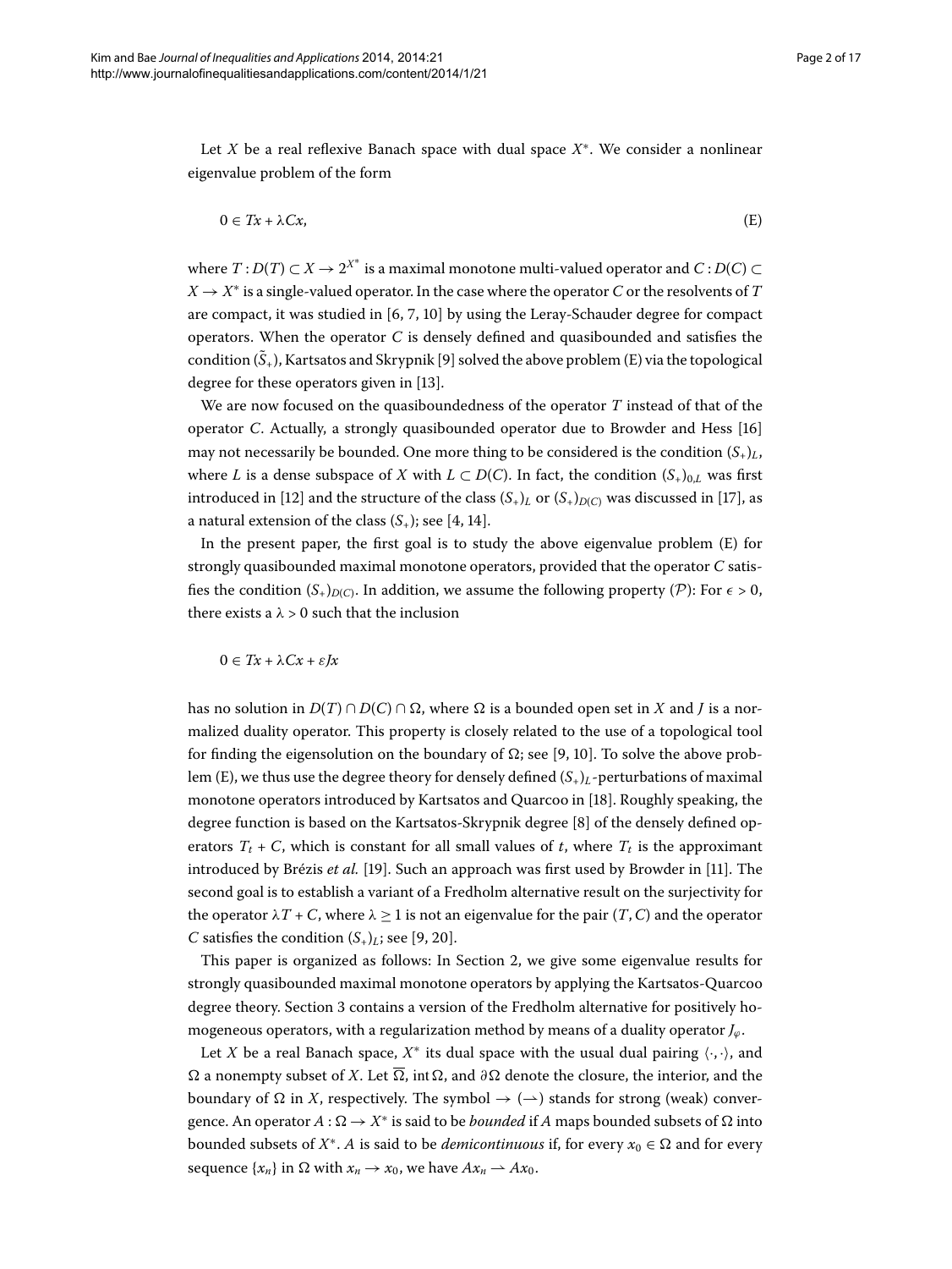Let $X$ be a real reflexive Banach space with dual space $X^*$. We consider a nonlinear eigenvalue problem of the form

$$0 \in Tx + \lambda Cx, \tag{E}$$

where $T : D(T) \subset X \to 2^{X^*}$ is a maximal monotone multi-valued operator and $C : D(C) \subset X \to X^*$ is a single-valued operator. In the case where the operator $C$ or the resolvents of $T$ are compact, it was studied in [6, 7, 10] by using the Leray-Schauder degree for compact operators. When the operator $C$ is densely defined and quasibounded and satisfies the condition $(\tilde{S}_+)$, Kartsatos and Skrypnik [9] solved the above problem (E) via the topological degree for these operators given in [13].

We are now focused on the quasiboundedness of the operator $T$ instead of that of the operator $C$. Actually, a strongly quasibounded operator due to Browder and Hess [16] may not necessarily be bounded. One more thing to be considered is the condition $(S_+)_L$, where $L$ is a dense subspace of $X$ with $L \subset D(C)$. In fact, the condition $(S_+)_{0,L}$ was first introduced in [12] and the structure of the class $(S_+)_L$ or $(S_+)_{D(C)}$ was discussed in [17], as a natural extension of the class $(S_+)$; see [4, 14].

In the present paper, the first goal is to study the above eigenvalue problem (E) for strongly quasibounded maximal monotone operators, provided that the operator $C$ satisfies the condition $(S_+)_{D(C)}$. In addition, we assume the following property $(\mathcal{P})$: For $\epsilon > 0$, there exists a $\lambda > 0$ such that the inclusion

$$0 \in Tx + \lambda Cx + \varepsilon Jx$$

has no solution in $D(T) \cap D(C) \cap \Omega$, where $\Omega$ is a bounded open set in $X$ and $J$ is a normalized duality operator. This property is closely related to the use of a topological tool for finding the eigensolution on the boundary of $\Omega$; see [9, 10]. To solve the above problem (E), we thus use the degree theory for densely defined $(S_+)_L$-perturbations of maximal monotone operators introduced by Kartsatos and Quarcoo in [18]. Roughly speaking, the degree function is based on the Kartsatos-Skrypnik degree [8] of the densely defined operators $T_t + C$, which is constant for all small values of $t$, where $T_t$ is the approximant introduced by Brézis *et al.* [19]. Such an approach was first used by Browder in [11]. The second goal is to establish a variant of a Fredholm alternative result on the surjectivity for the operator $\lambda T + C$, where $\lambda \geq 1$ is not an eigenvalue for the pair $(T, C)$ and the operator $C$ satisfies the condition $(S_+)_L$; see [9, 20].

This paper is organized as follows: In Section 2, we give some eigenvalue results for strongly quasibounded maximal monotone operators by applying the Kartsatos-Quarcoo degree theory. Section 3 contains a version of the Fredholm alternative for positively homogeneous operators, with a regularization method by means of a duality operator $J_\varphi$.

Let $X$ be a real Banach space, $X^*$ its dual space with the usual dual pairing $\langle \cdot, \cdot \rangle$, and $\Omega$ a nonempty subset of $X$. Let $\overline{\Omega}$, $\operatorname{int} \Omega$, and $\partial\Omega$ denote the closure, the interior, and the boundary of $\Omega$ in $X$, respectively. The symbol $\to$ ($\rightharpoonup$) stands for strong (weak) convergence. An operator $A : \Omega \to X^*$ is said to be *bounded* if $A$ maps bounded subsets of $\Omega$ into bounded subsets of $X^*$. $A$ is said to be *demicontinuous* if, for every $x_0 \in \Omega$ and for every sequence $\{x_n\}$ in $\Omega$ with $x_n \to x_0$, we have $Ax_n \rightharpoonup Ax_0$.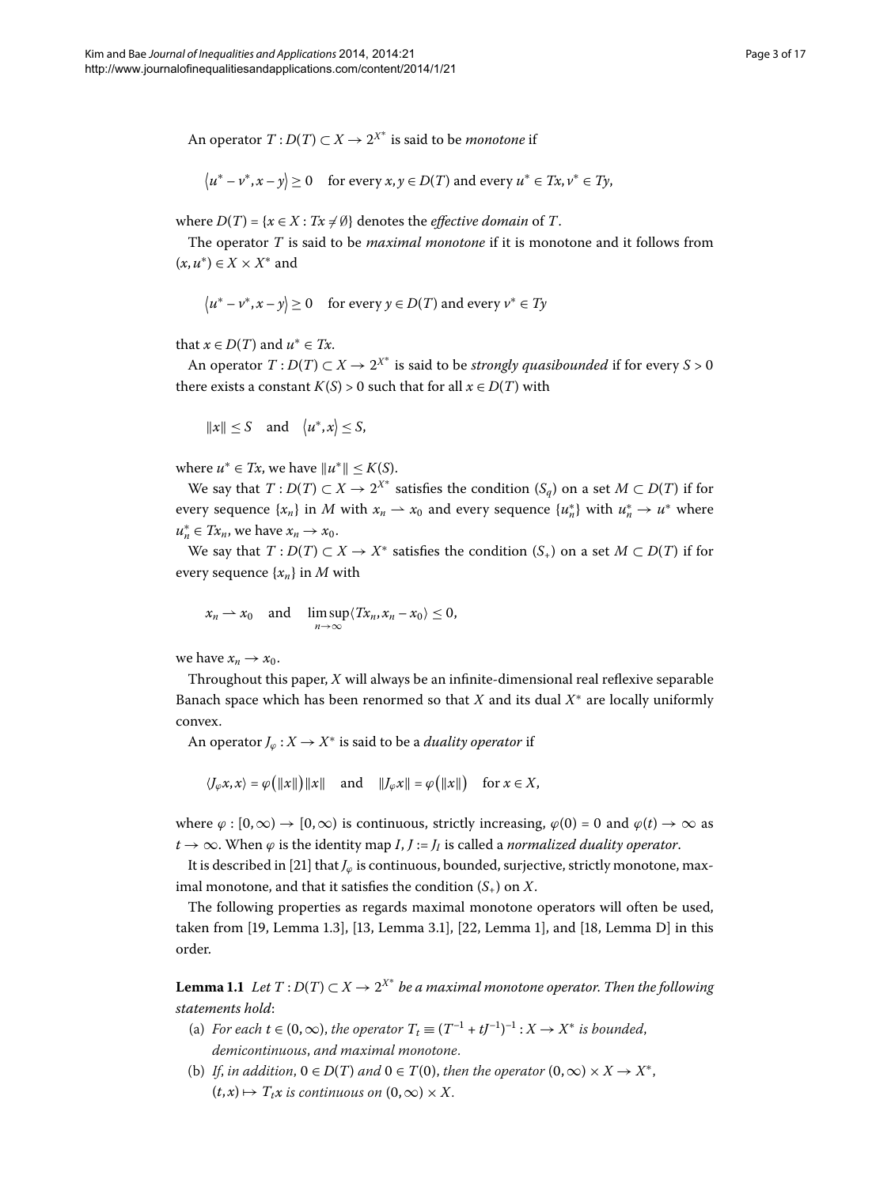An operator $T : D(T) \subset X \to 2^{X^*}$ is said to be *monotone* if

$$\langle u^* - v^*, x - y \rangle \geq 0 \quad \text{for every } x, y \in D(T) \text{ and every } u^* \in Tx, v^* \in Ty,$$

where $D(T) = \{x \in X : Tx \neq \emptyset\}$ denotes the *effective domain* of $T$.

The operator $T$ is said to be *maximal monotone* if it is monotone and it follows from $(x, u^*) \in X \times X^*$ and

$$\langle u^* - v^*, x - y \rangle \geq 0 \quad \text{for every } y \in D(T) \text{ and every } v^* \in Ty$$

that $x \in D(T)$ and $u^* \in Tx$.

An operator $T : D(T) \subset X \to 2^{X^*}$ is said to be *strongly quasibounded* if for every $S > 0$ there exists a constant $K(S) > 0$ such that for all $x \in D(T)$ with

$$\|x\| \leq S \quad \text{and} \quad \langle u^*, x \rangle \leq S,$$

where $u^* \in Tx$, we have $\|u^*\| \leq K(S)$.

We say that $T : D(T) \subset X \to 2^{X^*}$ satisfies the condition $(S_q)$ on a set $M \subset D(T)$ if for every sequence $\{x_n\}$ in $M$ with $x_n \rightharpoonup x_0$ and every sequence $\{u_n^*\}$ with $u_n^* \to u^*$ where $u_n^* \in Tx_n$, we have $x_n \to x_0$.

We say that $T : D(T) \subset X \to X^*$ satisfies the condition $(S_+)$ on a set $M \subset D(T)$ if for every sequence $\{x_n\}$ in $M$ with

$$x_n \rightharpoonup x_0 \quad \text{and} \quad \limsup_{n \to \infty} \langle Tx_n, x_n - x_0 \rangle \leq 0,$$

we have $x_n \to x_0$.

Throughout this paper, $X$ will always be an infinite-dimensional real reflexive separable Banach space which has been renormed so that $X$ and its dual $X^*$ are locally uniformly convex.

An operator $J_\varphi : X \to X^*$ is said to be a *duality operator* if

$$\langle J_\varphi x, x \rangle = \varphi(\|x\|)\|x\| \quad \text{and} \quad \|J_\varphi x\| = \varphi(\|x\|) \quad \text{for } x \in X,$$

where $\varphi : [0, \infty) \to [0, \infty)$ is continuous, strictly increasing, $\varphi(0) = 0$ and $\varphi(t) \to \infty$ as $t \to \infty$. When $\varphi$ is the identity map $I$, $J := J_I$ is called a *normalized duality operator*.

It is described in [21] that $J_\varphi$ is continuous, bounded, surjective, strictly monotone, maximal monotone, and that it satisfies the condition $(S_+)$ on $X$.

The following properties as regards maximal monotone operators will often be used, taken from [19, Lemma 1.3], [13, Lemma 3.1], [22, Lemma 1], and [18, Lemma D] in this order.

**Lemma 1.1** *Let $T : D(T) \subset X \to 2^{X^*}$ be a maximal monotone operator. Then the following statements hold*:

(a) *For each $t \in (0, \infty)$, the operator $T_t \equiv (T^{-1} + tJ^{-1})^{-1} : X \to X^*$ is bounded, demicontinuous, and maximal monotone.*

(b) *If, in addition, $0 \in D(T)$ and $0 \in T(0)$, then the operator $(0, \infty) \times X \to X^*$, $(t, x) \mapsto T_t x$ is continuous on $(0, \infty) \times X$.*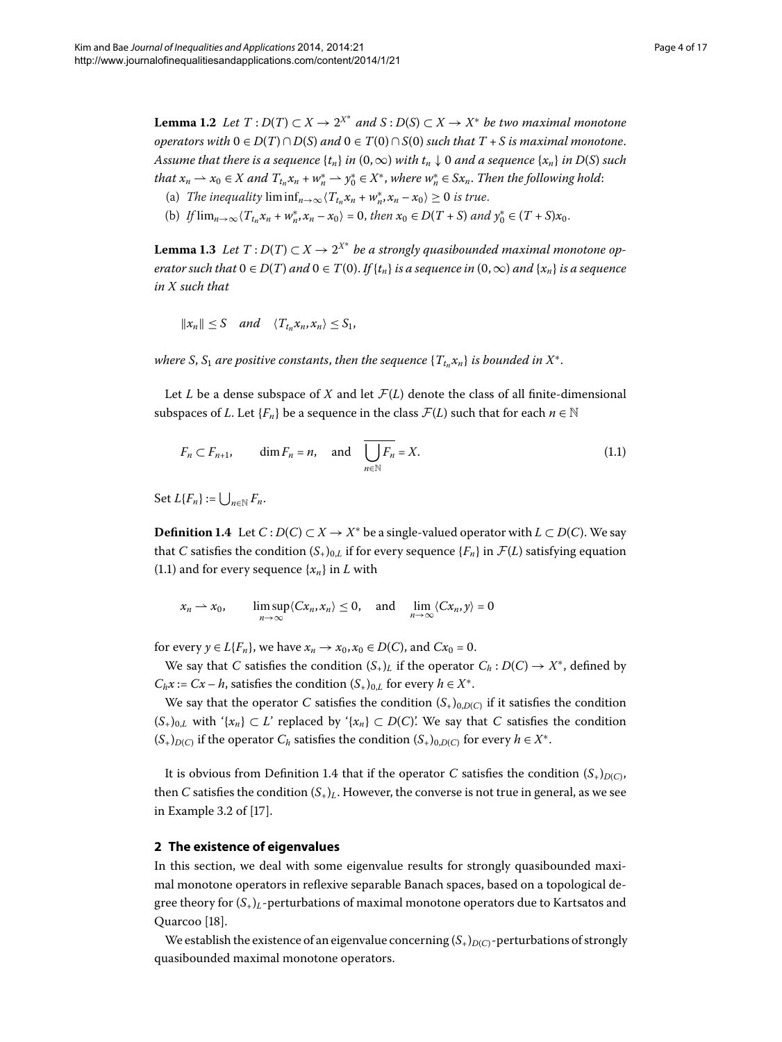**Lemma 1.2** *Let $T : D(T) \subset X \to 2^{X^*}$ and $S : D(S) \subset X \to X^*$ be two maximal monotone operators with $0 \in D(T) \cap D(S)$ and $0 \in T(0) \cap S(0)$ such that $T + S$ is maximal monotone. Assume that there is a sequence $\{t_n\}$ in $(0, \infty)$ with $t_n \downarrow 0$ and a sequence $\{x_n\}$ in $D(S)$ such that $x_n \rightharpoonup x_0 \in X$ and $T_{t_n} x_n + w_n^* \rightharpoonup y_0^* \in X^*$, where $w_n^* \in Sx_n$. Then the following hold*:

(a) *The inequality $\liminf_{n\to\infty} \langle T_{t_n} x_n + w_n^*, x_n - x_0 \rangle \geq 0$ is true.*

(b) *If $\lim_{n\to\infty} \langle T_{t_n} x_n + w_n^*, x_n - x_0 \rangle = 0$, then $x_0 \in D(T + S)$ and $y_0^* \in (T + S)x_0$.*

**Lemma 1.3** *Let $T : D(T) \subset X \to 2^{X^*}$ be a strongly quasibounded maximal monotone operator such that $0 \in D(T)$ and $0 \in T(0)$. If $\{t_n\}$ is a sequence in $(0, \infty)$ and $\{x_n\}$ is a sequence in $X$ such that*

$$\|x_n\| \leq S \quad \text{and} \quad \langle T_{t_n} x_n, x_n \rangle \leq S_1,$$

*where $S$, $S_1$ are positive constants, then the sequence $\{T_{t_n} x_n\}$ is bounded in $X^*$.*

Let $L$ be a dense subspace of $X$ and let $\mathcal{F}(L)$ denote the class of all finite-dimensional subspaces of $L$. Let $\{F_n\}$ be a sequence in the class $\mathcal{F}(L)$ such that for each $n \in \mathbb{N}$

$$F_n \subset F_{n+1}, \qquad \dim F_n = n, \quad \text{and} \quad \overline{\bigcup_{n\in\mathbb{N}} F_n} = X. \tag{1.1}$$

Set $L\{F_n\} := \bigcup_{n\in\mathbb{N}} F_n$.

**Definition 1.4** Let $C : D(C) \subset X \to X^*$ be a single-valued operator with $L \subset D(C)$. We say that $C$ satisfies the condition $(S_+)_{0,L}$ if for every sequence $\{F_n\}$ in $\mathcal{F}(L)$ satisfying equation (1.1) and for every sequence $\{x_n\}$ in $L$ with

$$x_n \rightharpoonup x_0, \qquad \limsup_{n\to\infty} \langle Cx_n, x_n \rangle \leq 0, \quad \text{and} \quad \lim_{n\to\infty} \langle Cx_n, y \rangle = 0$$

for every $y \in L\{F_n\}$, we have $x_n \to x_0$, $x_0 \in D(C)$, and $Cx_0 = 0$.

We say that $C$ satisfies the condition $(S_+)_L$ if the operator $C_h : D(C) \to X^*$, defined by $C_h x := Cx - h$, satisfies the condition $(S_+)_{0,L}$ for every $h \in X^*$.

We say that the operator $C$ satisfies the condition $(S_+)_{0,D(C)}$ if it satisfies the condition $(S_+)_{0,L}$ with '$\{x_n\} \subset L$' replaced by '$\{x_n\} \subset D(C)$'. We say that $C$ satisfies the condition $(S_+)_{D(C)}$ if the operator $C_h$ satisfies the condition $(S_+)_{0,D(C)}$ for every $h \in X^*$.

It is obvious from Definition 1.4 that if the operator $C$ satisfies the condition $(S_+)_{D(C)}$, then $C$ satisfies the condition $(S_+)_L$. However, the converse is not true in general, as we see in Example 3.2 of [17].

## 2 The existence of eigenvalues

In this section, we deal with some eigenvalue results for strongly quasibounded maximal monotone operators in reflexive separable Banach spaces, based on a topological degree theory for $(S_+)_L$-perturbations of maximal monotone operators due to Kartsatos and Quarcoo [18].

We establish the existence of an eigenvalue concerning $(S_+)_{D(C)}$-perturbations of strongly quasibounded maximal monotone operators.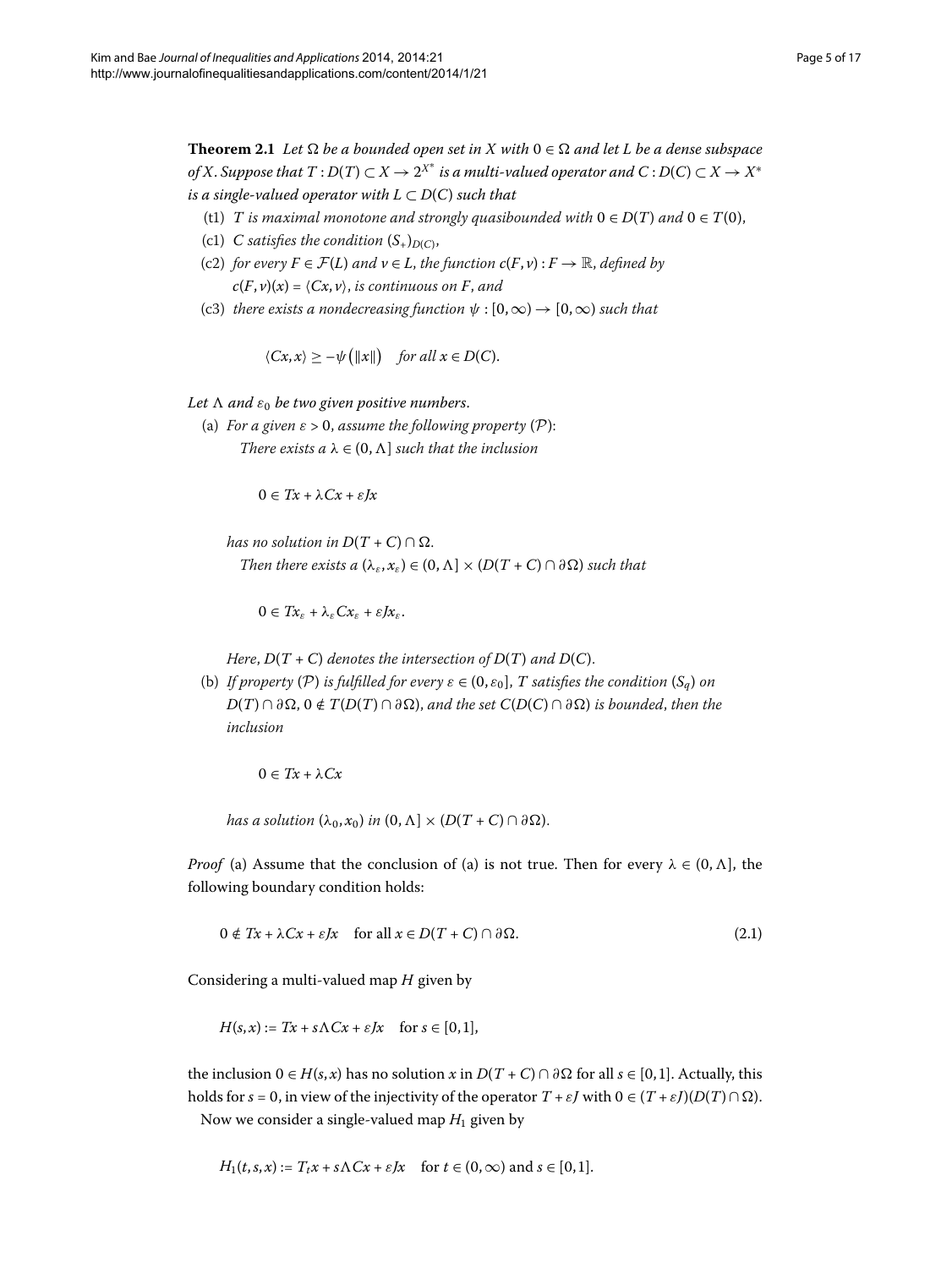**Theorem 2.1** *Let $\Omega$ be a bounded open set in $X$ with $0 \in \Omega$ and let $L$ be a dense subspace of $X$. Suppose that $T : D(T) \subset X \to 2^{X^*}$ is a multi-valued operator and $C : D(C) \subset X \to X^*$ is a single-valued operator with $L \subset D(C)$ such that*

- (t1) *$T$ is maximal monotone and strongly quasibounded with $0 \in D(T)$ and $0 \in T(0)$,*
- (c1) *$C$ satisfies the condition $(S_+)_{D(C)}$,*
- (c2) *for every $F \in \mathcal{F}(L)$ and $v \in L$, the function $c(F, v) : F \to \mathbb{R}$, defined by $c(F, v)(x) = \langle Cx, v\rangle$, is continuous on $F$, and*
- (c3) *there exists a nondecreasing function $\psi : [0, \infty) \to [0, \infty)$ such that*

$$\langle Cx, x\rangle \geq -\psi\big(\|x\|\big) \quad \text{for all } x \in D(C).$$

*Let $\Lambda$ and $\varepsilon_0$ be two given positive numbers.*

(a) *For a given $\varepsilon > 0$, assume the following property $(\mathcal{P})$:*
   *There exists a $\lambda \in (0, \Lambda]$ such that the inclusion*

$$0 \in Tx + \lambda Cx + \varepsilon Jx$$

   *has no solution in $D(T + C) \cap \Omega$.*
   *Then there exists a $(\lambda_\varepsilon, x_\varepsilon) \in (0, \Lambda] \times (D(T + C) \cap \partial\Omega)$ such that*

$$0 \in Tx_\varepsilon + \lambda_\varepsilon Cx_\varepsilon + \varepsilon Jx_\varepsilon.$$

   *Here, $D(T + C)$ denotes the intersection of $D(T)$ and $D(C)$.*

(b) *If property $(\mathcal{P})$ is fulfilled for every $\varepsilon \in (0, \varepsilon_0]$, $T$ satisfies the condition $(S_q)$ on $D(T) \cap \partial\Omega$, $0 \notin T(D(T) \cap \partial\Omega)$, and the set $C(D(C) \cap \partial\Omega)$ is bounded, then the inclusion*

$$0 \in Tx + \lambda Cx$$

   *has a solution $(\lambda_0, x_0)$ in $(0, \Lambda] \times (D(T + C) \cap \partial\Omega)$.*

*Proof* (a) Assume that the conclusion of (a) is not true. Then for every $\lambda \in (0, \Lambda]$, the following boundary condition holds:

$$0 \notin Tx + \lambda Cx + \varepsilon Jx \quad \text{for all } x \in D(T + C) \cap \partial\Omega. \tag{2.1}$$

Considering a multi-valued map $H$ given by

$$H(s, x) := Tx + s\Lambda Cx + \varepsilon Jx \quad \text{for } s \in [0, 1],$$

the inclusion $0 \in H(s, x)$ has no solution $x$ in $D(T + C) \cap \partial\Omega$ for all $s \in [0, 1]$. Actually, this holds for $s = 0$, in view of the injectivity of the operator $T + \varepsilon J$ with $0 \in (T + \varepsilon J)(D(T) \cap \Omega)$.

Now we consider a single-valued map $H_1$ given by

$$H_1(t, s, x) := T_t x + s\Lambda Cx + \varepsilon Jx \quad \text{for } t \in (0, \infty) \text{ and } s \in [0, 1].$$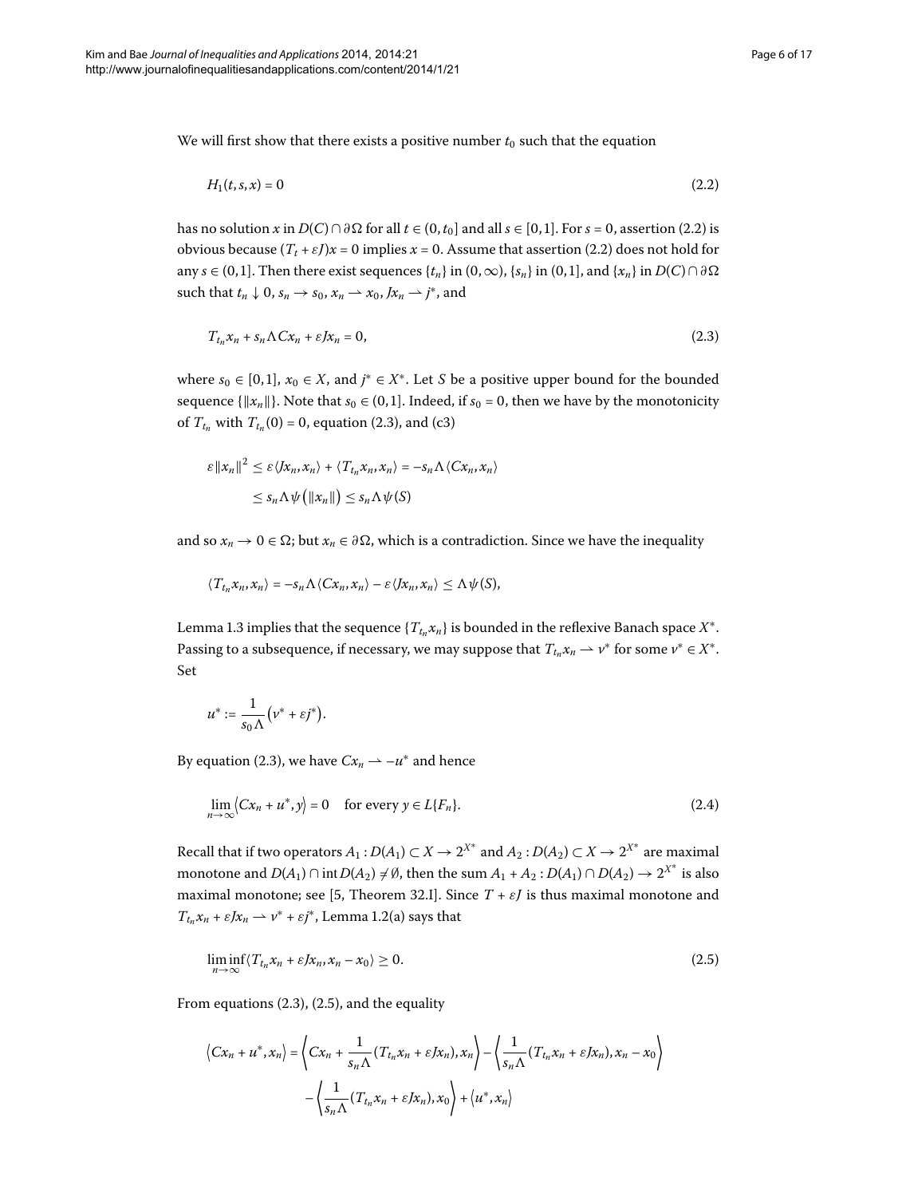We will first show that there exists a positive number $t_0$ such that the equation

$$H_1(t,s,x) = 0 \tag{2.2}$$

has no solution $x$ in $D(C) \cap \partial\Omega$ for all $t \in (0,t_0]$ and all $s \in [0,1]$. For $s = 0$, assertion (2.2) is obvious because $(T_t + \varepsilon J)x = 0$ implies $x = 0$. Assume that assertion (2.2) does not hold for any $s \in (0,1]$. Then there exist sequences $\{t_n\}$ in $(0,\infty)$, $\{s_n\}$ in $(0,1]$, and $\{x_n\}$ in $D(C) \cap \partial\Omega$ such that $t_n \downarrow 0$, $s_n \to s_0$, $x_n \rightharpoonup x_0$, $Jx_n \rightharpoonup j^*$, and

$$T_{t_n}x_n + s_n\Lambda Cx_n + \varepsilon Jx_n = 0, \tag{2.3}$$

where $s_0 \in [0,1]$, $x_0 \in X$, and $j^* \in X^*$. Let $S$ be a positive upper bound for the bounded sequence $\{\|x_n\|\}$. Note that $s_0 \in (0,1]$. Indeed, if $s_0 = 0$, then we have by the monotonicity of $T_{t_n}$ with $T_{t_n}(0) = 0$, equation (2.3), and (c3)

$$\begin{aligned}
\varepsilon\|x_n\|^2 &\leq \varepsilon\langle Jx_n, x_n\rangle + \langle T_{t_n}x_n, x_n\rangle = -s_n\Lambda\langle Cx_n, x_n\rangle \\
&\leq s_n\Lambda\psi\big(\|x_n\|\big) \leq s_n\Lambda\psi(S)
\end{aligned}$$

and so $x_n \to 0 \in \Omega$; but $x_n \in \partial\Omega$, which is a contradiction. Since we have the inequality

$$\langle T_{t_n}x_n, x_n\rangle = -s_n\Lambda\langle Cx_n, x_n\rangle - \varepsilon\langle Jx_n, x_n\rangle \leq \Lambda\psi(S),$$

Lemma 1.3 implies that the sequence $\{T_{t_n}x_n\}$ is bounded in the reflexive Banach space $X^*$. Passing to a subsequence, if necessary, we may suppose that $T_{t_n}x_n \rightharpoonup v^*$ for some $v^* \in X^*$. Set

$$u^* := \frac{1}{s_0\Lambda}\big(v^* + \varepsilon j^*\big).$$

By equation (2.3), we have $Cx_n \rightharpoonup -u^*$ and hence

$$\lim_{n\to\infty}\langle Cx_n + u^*, y\rangle = 0 \quad \text{for every } y \in L\{F_n\}. \tag{2.4}$$

Recall that if two operators $A_1 : D(A_1) \subset X \to 2^{X^*}$ and $A_2 : D(A_2) \subset X \to 2^{X^*}$ are maximal monotone and $D(A_1) \cap \operatorname{int} D(A_2) \neq \emptyset$, then the sum $A_1 + A_2 : D(A_1) \cap D(A_2) \to 2^{X^*}$ is also maximal monotone; see [5, Theorem 32.I]. Since $T + \varepsilon J$ is thus maximal monotone and $T_{t_n}x_n + \varepsilon Jx_n \rightharpoonup v^* + \varepsilon j^*$, Lemma 1.2(a) says that

$$\liminf_{n\to\infty}\langle T_{t_n}x_n + \varepsilon Jx_n, x_n - x_0\rangle \geq 0. \tag{2.5}$$

From equations (2.3), (2.5), and the equality

$$\begin{aligned}
\langle Cx_n + u^*, x_n\rangle &= \left\langle Cx_n + \frac{1}{s_n\Lambda}(T_{t_n}x_n + \varepsilon Jx_n), x_n\right\rangle - \left\langle \frac{1}{s_n\Lambda}(T_{t_n}x_n + \varepsilon Jx_n), x_n - x_0\right\rangle \\
&\quad - \left\langle \frac{1}{s_n\Lambda}(T_{t_n}x_n + \varepsilon Jx_n), x_0\right\rangle + \langle u^*, x_n\rangle
\end{aligned}$$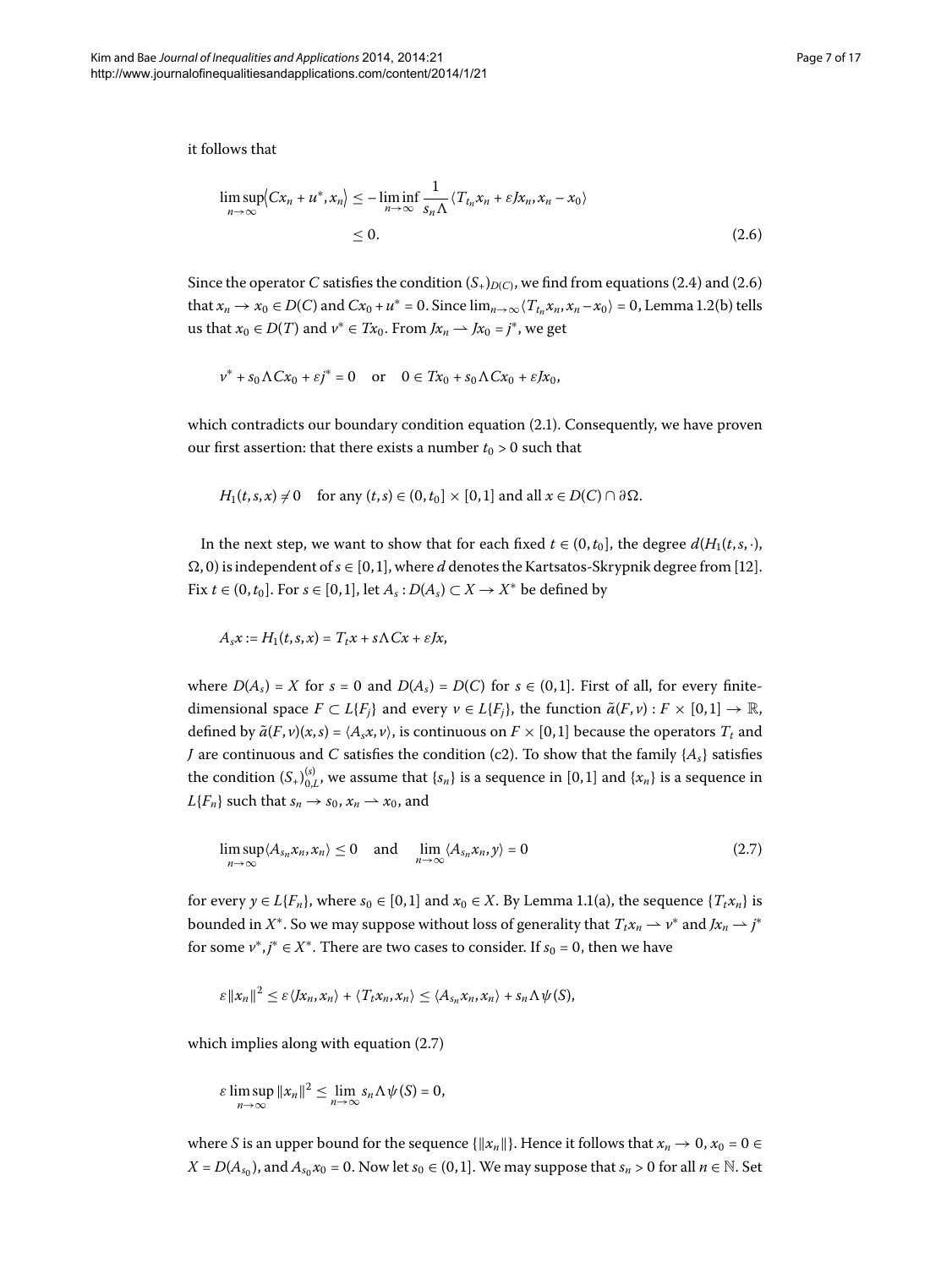it follows that

$$\limsup_{n\to\infty}\langle Cx_n + u^*, x_n\rangle \le -\liminf_{n\to\infty}\frac{1}{s_n\Lambda}\langle T_{t_n}x_n + \varepsilon Jx_n, x_n - x_0\rangle$$
$$\le 0. \tag{2.6}$$

Since the operator $C$ satisfies the condition $(S_+)_{D(C)}$, we find from equations (2.4) and (2.6) that $x_n \to x_0 \in D(C)$ and $Cx_0 + u^* = 0$. Since $\lim_{n\to\infty}\langle T_{t_n}x_n, x_n - x_0\rangle = 0$, Lemma 1.2(b) tells us that $x_0 \in D(T)$ and $v^* \in Tx_0$. From $Jx_n \rightharpoonup Jx_0 = j^*$, we get

$$v^* + s_0\Lambda Cx_0 + \varepsilon j^* = 0 \quad \text{or} \quad 0 \in Tx_0 + s_0\Lambda Cx_0 + \varepsilon Jx_0,$$

which contradicts our boundary condition equation (2.1). Consequently, we have proven our first assertion: that there exists a number $t_0 > 0$ such that

$$H_1(t,s,x) \not\ni 0 \quad \text{for any } (t,s) \in (0,t_0] \times [0,1] \text{ and all } x \in D(C) \cap \partial\Omega.$$

In the next step, we want to show that for each fixed $t \in (0,t_0]$, the degree $d(H_1(t,s,\cdot), \Omega, 0)$ is independent of $s \in [0,1]$, where $d$ denotes the Kartsatos-Skrypnik degree from [12]. Fix $t \in (0,t_0]$. For $s \in [0,1]$, let $A_s : D(A_s) \subset X \to X^*$ be defined by

$$A_s x := H_1(t,s,x) = T_t x + s\Lambda Cx + \varepsilon Jx,$$

where $D(A_s) = X$ for $s = 0$ and $D(A_s) = D(C)$ for $s \in (0,1]$. First of all, for every finite-dimensional space $F \subset L\{F_j\}$ and every $v \in L\{F_j\}$, the function $\tilde{a}(F,v) : F \times [0,1] \to \mathbb{R}$, defined by $\tilde{a}(F,v)(x,s) = \langle A_s x, v\rangle$, is continuous on $F \times [0,1]$ because the operators $T_t$ and $J$ are continuous and $C$ satisfies the condition (c2). To show that the family $\{A_s\}$ satisfies the condition $(S_+)^{(s)}_{0,L}$, we assume that $\{s_n\}$ is a sequence in $[0,1]$ and $\{x_n\}$ is a sequence in $L\{F_n\}$ such that $s_n \to s_0$, $x_n \rightharpoonup x_0$, and

$$\limsup_{n\to\infty}\langle A_{s_n}x_n, x_n\rangle \le 0 \quad \text{and} \quad \lim_{n\to\infty}\langle A_{s_n}x_n, y\rangle = 0 \tag{2.7}$$

for every $y \in L\{F_n\}$, where $s_0 \in [0,1]$ and $x_0 \in X$. By Lemma 1.1(a), the sequence $\{T_t x_n\}$ is bounded in $X^*$. So we may suppose without loss of generality that $T_t x_n \rightharpoonup v^*$ and $Jx_n \rightharpoonup j^*$ for some $v^*, j^* \in X^*$. There are two cases to consider. If $s_0 = 0$, then we have

$$\varepsilon\|x_n\|^2 \le \varepsilon\langle Jx_n, x_n\rangle + \langle T_t x_n, x_n\rangle \le \langle A_{s_n}x_n, x_n\rangle + s_n\Lambda\psi(S),$$

which implies along with equation (2.7)

$$\varepsilon\limsup_{n\to\infty}\|x_n\|^2 \le \lim_{n\to\infty} s_n\Lambda\psi(S) = 0,$$

where $S$ is an upper bound for the sequence $\{\|x_n\|\}$. Hence it follows that $x_n \to 0$, $x_0 = 0 \in X = D(A_{s_0})$, and $A_{s_0}x_0 = 0$. Now let $s_0 \in (0,1]$. We may suppose that $s_n > 0$ for all $n \in \mathbb{N}$. Set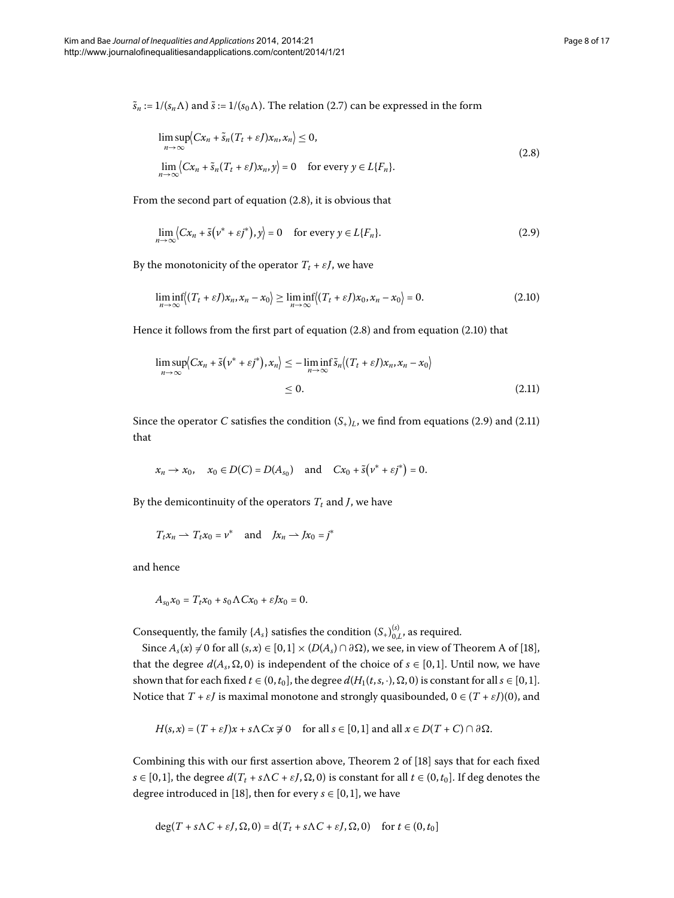$\tilde{s}_n := 1/(s_n\Lambda)$ and $\tilde{s} := 1/(s_0\Lambda)$. The relation (2.7) can be expressed in the form

$$\begin{aligned}
&\limsup_{n\to\infty}\langle Cx_n + \tilde{s}_n(T_t + \varepsilon J)x_n, x_n\rangle \le 0,\\
&\lim_{n\to\infty}\langle Cx_n + \tilde{s}_n(T_t + \varepsilon J)x_n, y\rangle = 0 \quad \text{for every } y \in L\{F_n\}.
\end{aligned} \tag{2.8}$$

From the second part of equation (2.8), it is obvious that

$$\lim_{n\to\infty}\langle Cx_n + \tilde{s}(v^* + \varepsilon j^*), y\rangle = 0 \quad \text{for every } y \in L\{F_n\}. \tag{2.9}$$

By the monotonicity of the operator $T_t + \varepsilon J$, we have

$$\liminf_{n\to\infty}\langle (T_t + \varepsilon J)x_n, x_n - x_0\rangle \ge \liminf_{n\to\infty}\langle (T_t + \varepsilon J)x_0, x_n - x_0\rangle = 0. \tag{2.10}$$

Hence it follows from the first part of equation (2.8) and from equation (2.10) that

$$\begin{aligned}
\limsup_{n\to\infty}\langle Cx_n + \tilde{s}(v^* + \varepsilon j^*), x_n\rangle &\le -\liminf_{n\to\infty}\tilde{s}_n\langle (T_t + \varepsilon J)x_n, x_n - x_0\rangle\\
&\le 0.
\end{aligned} \tag{2.11}$$

Since the operator $C$ satisfies the condition $(S_+)_L$, we find from equations (2.9) and (2.11) that

$$x_n \to x_0, \quad x_0 \in D(C) = D(A_{s_0}) \quad \text{and} \quad Cx_0 + \tilde{s}(v^* + \varepsilon j^*) = 0.$$

By the demicontinuity of the operators $T_t$ and $J$, we have

$$T_t x_n \rightharpoonup T_t x_0 = v^* \quad \text{and} \quad Jx_n \rightharpoonup Jx_0 = j^*$$

and hence

$$A_{s_0}x_0 = T_t x_0 + s_0\Lambda Cx_0 + \varepsilon Jx_0 = 0.$$

Consequently, the family $\{A_s\}$ satisfies the condition $(S_+)^{(s)}_{0,L}$, as required.

Since $A_s(x) \neq 0$ for all $(s,x) \in [0,1] \times (D(A_s) \cap \partial\Omega)$, we see, in view of Theorem A of [18], that the degree $d(A_s, \Omega, 0)$ is independent of the choice of $s \in [0,1]$. Until now, we have shown that for each fixed $t \in (0, t_0]$, the degree $d(H_1(t,s,\cdot), \Omega, 0)$ is constant for all $s \in [0,1]$. Notice that $T + \varepsilon J$ is maximal monotone and strongly quasibounded, $0 \in (T + \varepsilon J)(0)$, and

$$H(s,x) = (T + \varepsilon J)x + s\Lambda Cx \not\ni 0 \quad \text{for all } s \in [0,1] \text{ and all } x \in D(T + C) \cap \partial\Omega.$$

Combining this with our first assertion above, Theorem 2 of [18] says that for each fixed $s \in [0,1]$, the degree $d(T_t + s\Lambda C + \varepsilon J, \Omega, 0)$ is constant for all $t \in (0, t_0]$. If deg denotes the degree introduced in [18], then for every $s \in [0,1]$, we have

$$\deg(T + s\Lambda C + \varepsilon J, \Omega, 0) = \mathrm{d}(T_t + s\Lambda C + \varepsilon J, \Omega, 0) \quad \text{for } t \in (0, t_0]$$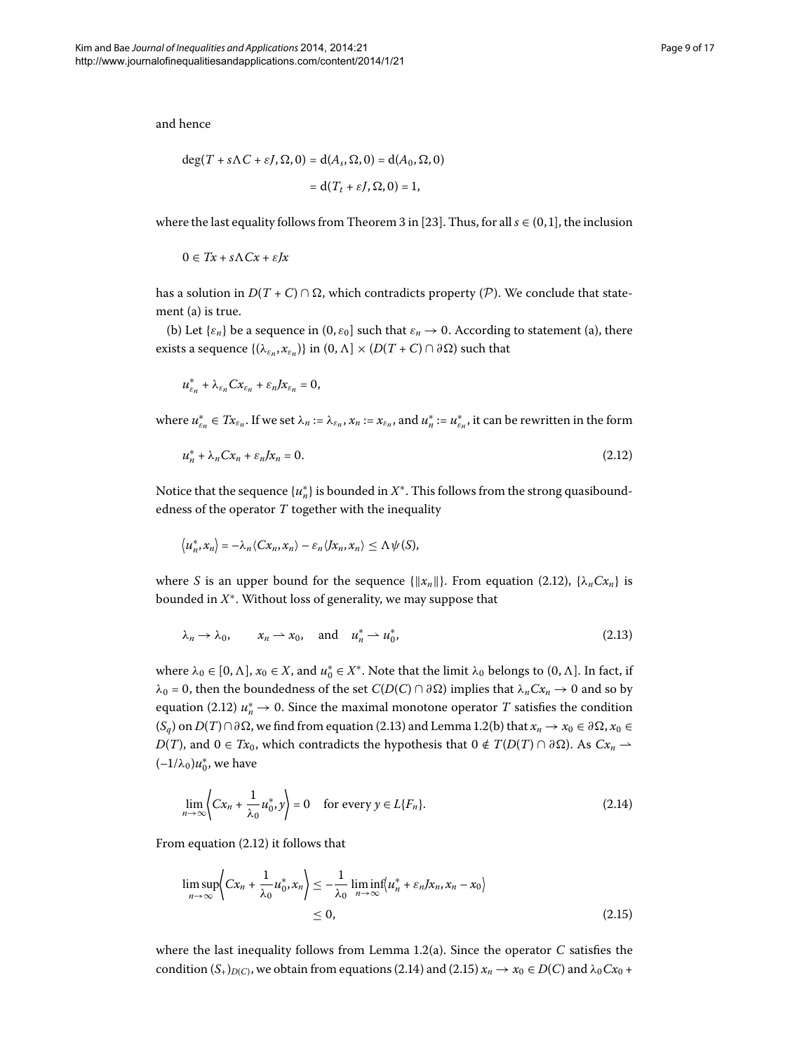and hence

$$\deg(T + s\Lambda C + \varepsilon J, \Omega, 0) = \mathrm{d}(A_s, \Omega, 0) = \mathrm{d}(A_0, \Omega, 0)$$
$$= \mathrm{d}(T_t + \varepsilon J, \Omega, 0) = 1,$$

where the last equality follows from Theorem 3 in [23]. Thus, for all $s \in (0, 1]$, the inclusion

$$0 \in Tx + s\Lambda Cx + \varepsilon Jx$$

has a solution in $D(T + C) \cap \Omega$, which contradicts property $(\mathcal{P})$. We conclude that statement (a) is true.

(b) Let $\{\varepsilon_n\}$ be a sequence in $(0, \varepsilon_0]$ such that $\varepsilon_n \to 0$. According to statement (a), there exists a sequence $\{(\lambda_{\varepsilon_n}, x_{\varepsilon_n})\}$ in $(0, \Lambda] \times (D(T + C) \cap \partial\Omega)$ such that

$$u^*_{\varepsilon_n} + \lambda_{\varepsilon_n} C x_{\varepsilon_n} + \varepsilon_n J x_{\varepsilon_n} = 0,$$

where $u^*_{\varepsilon_n} \in T x_{\varepsilon_n}$. If we set $\lambda_n := \lambda_{\varepsilon_n}$, $x_n := x_{\varepsilon_n}$, and $u^*_n := u^*_{\varepsilon_n}$, it can be rewritten in the form

$$u^*_n + \lambda_n C x_n + \varepsilon_n J x_n = 0. \tag{2.12}$$

Notice that the sequence $\{u^*_n\}$ is bounded in $X^*$. This follows from the strong quasiboundedness of the operator $T$ together with the inequality

$$\langle u^*_n, x_n \rangle = -\lambda_n \langle C x_n, x_n \rangle - \varepsilon_n \langle J x_n, x_n \rangle \le \Lambda \psi(S),$$

where $S$ is an upper bound for the sequence $\{\|x_n\|\}$. From equation (2.12), $\{\lambda_n C x_n\}$ is bounded in $X^*$. Without loss of generality, we may suppose that

$$\lambda_n \to \lambda_0, \qquad x_n \rightharpoonup x_0, \quad \text{and} \quad u^*_n \rightharpoonup u^*_0, \tag{2.13}$$

where $\lambda_0 \in [0, \Lambda]$, $x_0 \in X$, and $u^*_0 \in X^*$. Note that the limit $\lambda_0$ belongs to $(0, \Lambda]$. In fact, if $\lambda_0 = 0$, then the boundedness of the set $C(D(C) \cap \partial\Omega)$ implies that $\lambda_n C x_n \to 0$ and so by equation (2.12) $u^*_n \to 0$. Since the maximal monotone operator $T$ satisfies the condition $(S_q)$ on $D(T) \cap \partial\Omega$, we find from equation (2.13) and Lemma 1.2(b) that $x_n \to x_0 \in \partial\Omega$, $x_0 \in D(T)$, and $0 \in T x_0$, which contradicts the hypothesis that $0 \notin T(D(T) \cap \partial\Omega)$. As $C x_n \rightharpoonup (-1/\lambda_0) u^*_0$, we have

$$\lim_{n\to\infty} \left\langle C x_n + \frac{1}{\lambda_0} u^*_0, y \right\rangle = 0 \quad \text{for every } y \in L\{F_n\}. \tag{2.14}$$

From equation (2.12) it follows that

$$\limsup_{n\to\infty} \left\langle C x_n + \frac{1}{\lambda_0} u^*_0, x_n \right\rangle \le -\frac{1}{\lambda_0} \liminf_{n\to\infty} \langle u^*_n + \varepsilon_n J x_n, x_n - x_0 \rangle$$
$$\le 0, \tag{2.15}$$

where the last inequality follows from Lemma 1.2(a). Since the operator $C$ satisfies the condition $(S_+)_{D(C)}$, we obtain from equations (2.14) and (2.15) $x_n \to x_0 \in D(C)$ and $\lambda_0 C x_0 +$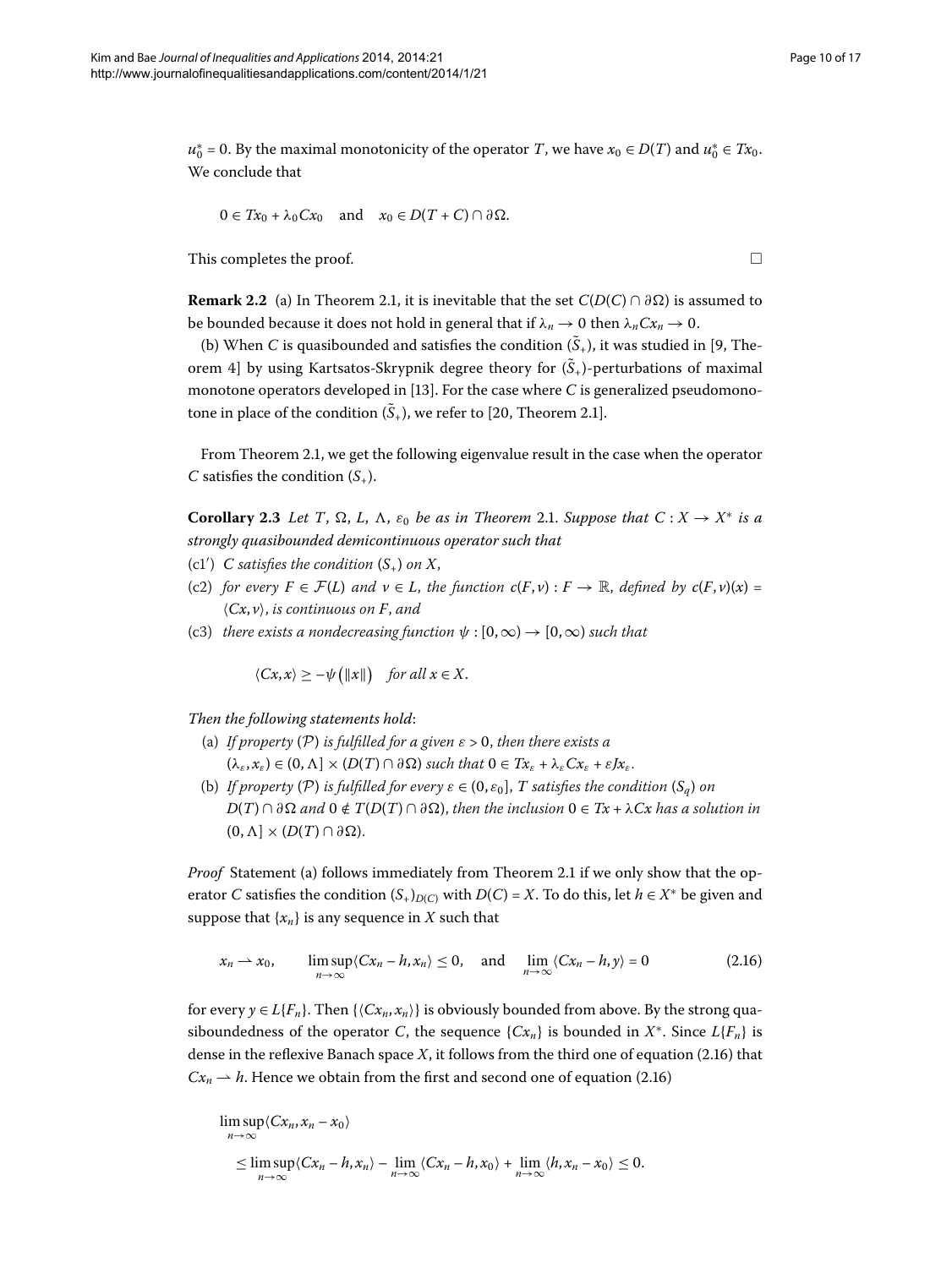$u_0^* = 0$. By the maximal monotonicity of the operator $T$, we have $x_0 \in D(T)$ and $u_0^* \in Tx_0$. We conclude that

$$0 \in Tx_0 + \lambda_0 Cx_0 \quad \text{and} \quad x_0 \in D(T+C) \cap \partial\Omega.$$

This completes the proof. $\square$

**Remark 2.2** (a) In Theorem 2.1, it is inevitable that the set $C(D(C) \cap \partial\Omega)$ is assumed to be bounded because it does not hold in general that if $\lambda_n \to 0$ then $\lambda_n Cx_n \to 0$.

(b) When $C$ is quasibounded and satisfies the condition $(\tilde{S}_+)$, it was studied in [9, Theorem 4] by using Kartsatos-Skrypnik degree theory for $(\tilde{S}_+)$-perturbations of maximal monotone operators developed in [13]. For the case where $C$ is generalized pseudomonotone in place of the condition $(\tilde{S}_+)$, we refer to [20, Theorem 2.1].

From Theorem 2.1, we get the following eigenvalue result in the case when the operator $C$ satisfies the condition $(S_+)$.

**Corollary 2.3** *Let $T$, $\Omega$, $L$, $\Lambda$, $\varepsilon_0$ be as in Theorem 2.1. Suppose that $C : X \to X^*$ is a strongly quasibounded demicontinuous operator such that*

- (c1′) *$C$ satisfies the condition $(S_+)$ on $X$,*
- (c2) *for every $F \in \mathcal{F}(L)$ and $v \in L$, the function $c(F,v) : F \to \mathbb{R}$, defined by $c(F,v)(x) = \langle Cx, v\rangle$, is continuous on $F$, and*
- (c3) *there exists a nondecreasing function $\psi : [0,\infty) \to [0,\infty)$ such that*

$$\langle Cx, x\rangle \geq -\psi(\|x\|) \quad \text{for all } x \in X.$$

*Then the following statements hold*:

- (a) *If property $(\mathcal{P})$ is fulfilled for a given $\varepsilon > 0$, then there exists a $(\lambda_\varepsilon, x_\varepsilon) \in (0,\Lambda] \times (D(T) \cap \partial\Omega)$ such that $0 \in Tx_\varepsilon + \lambda_\varepsilon Cx_\varepsilon + \varepsilon Jx_\varepsilon$.*
- (b) *If property $(\mathcal{P})$ is fulfilled for every $\varepsilon \in (0,\varepsilon_0]$, $T$ satisfies the condition $(S_q)$ on $D(T) \cap \partial\Omega$ and $0 \notin T(D(T) \cap \partial\Omega)$, then the inclusion $0 \in Tx + \lambda Cx$ has a solution in $(0,\Lambda] \times (D(T) \cap \partial\Omega)$.*

*Proof* Statement (a) follows immediately from Theorem 2.1 if we only show that the operator $C$ satisfies the condition $(S_+)_{D(C)}$ with $D(C) = X$. To do this, let $h \in X^*$ be given and suppose that $\{x_n\}$ is any sequence in $X$ such that

$$x_n \rightharpoonup x_0, \qquad \limsup_{n\to\infty} \langle Cx_n - h, x_n\rangle \leq 0, \quad \text{and} \quad \lim_{n\to\infty} \langle Cx_n - h, y\rangle = 0 \tag{2.16}$$

for every $y \in L\{F_n\}$. Then $\{\langle Cx_n, x_n\rangle\}$ is obviously bounded from above. By the strong quasiboundedness of the operator $C$, the sequence $\{Cx_n\}$ is bounded in $X^*$. Since $L\{F_n\}$ is dense in the reflexive Banach space $X$, it follows from the third one of equation (2.16) that $Cx_n \rightharpoonup h$. Hence we obtain from the first and second one of equation (2.16)

$$\begin{aligned}
&\limsup_{n\to\infty} \langle Cx_n, x_n - x_0\rangle \\
&\quad \leq \limsup_{n\to\infty} \langle Cx_n - h, x_n\rangle - \lim_{n\to\infty} \langle Cx_n - h, x_0\rangle + \lim_{n\to\infty} \langle h, x_n - x_0\rangle \leq 0.
\end{aligned}$$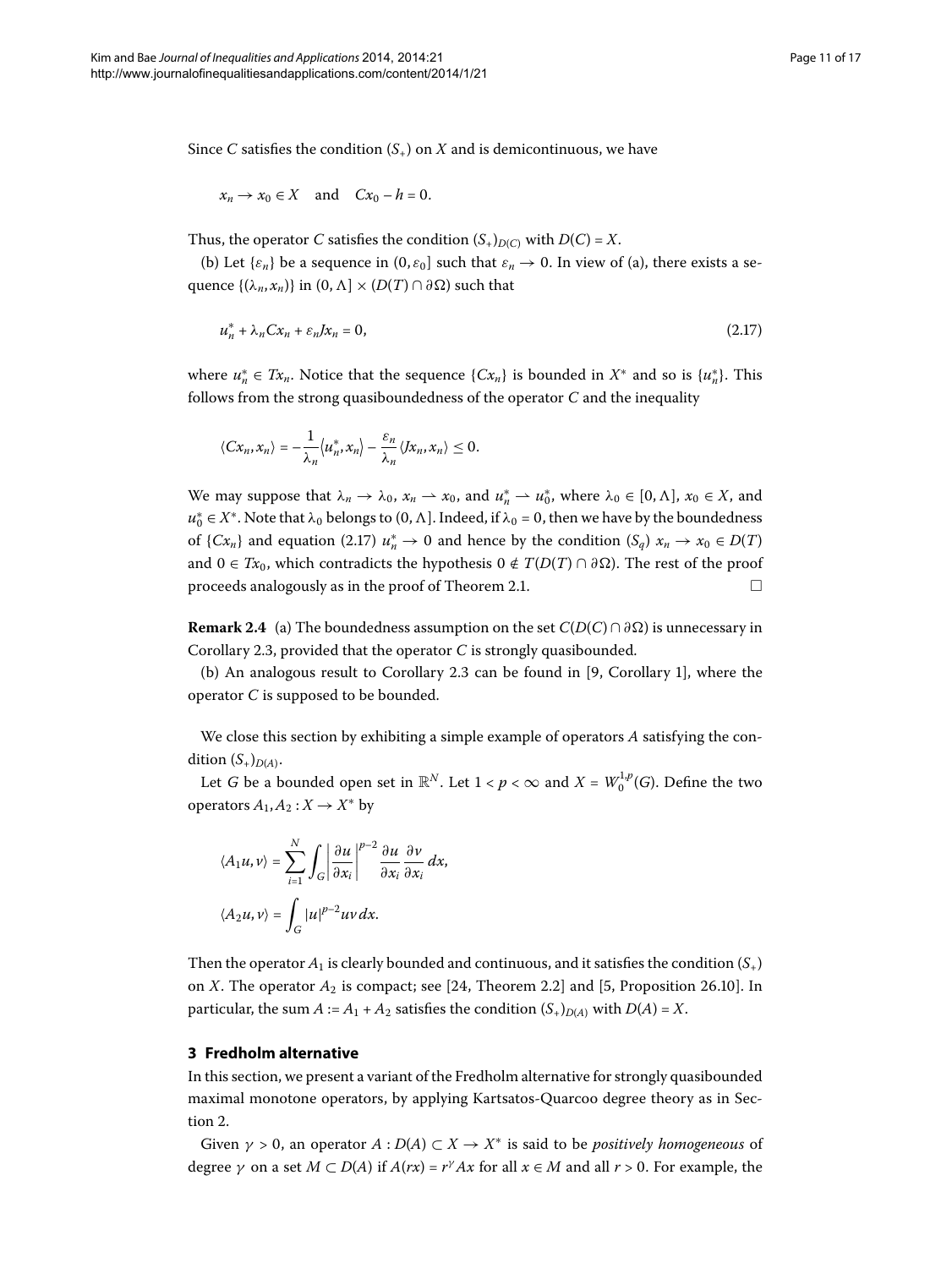Since $C$ satisfies the condition $(S_+)$ on $X$ and is demicontinuous, we have

$$x_n \to x_0 \in X \quad \text{and} \quad Cx_0 - h = 0.$$

Thus, the operator $C$ satisfies the condition $(S_+)_{D(C)}$ with $D(C) = X$.

(b) Let $\{\varepsilon_n\}$ be a sequence in $(0, \varepsilon_0]$ such that $\varepsilon_n \to 0$. In view of (a), there exists a sequence $\{(\lambda_n, x_n)\}$ in $(0, \Lambda] \times (D(T) \cap \partial\Omega)$ such that

$$u_n^* + \lambda_n Cx_n + \varepsilon_n Jx_n = 0, \tag{2.17}$$

where $u_n^* \in Tx_n$. Notice that the sequence $\{Cx_n\}$ is bounded in $X^*$ and so is $\{u_n^*\}$. This follows from the strong quasiboundedness of the operator $C$ and the inequality

$$\langle Cx_n, x_n\rangle = -\frac{1}{\lambda_n}\langle u_n^*, x_n\rangle - \frac{\varepsilon_n}{\lambda_n}\langle Jx_n, x_n\rangle \leq 0.$$

We may suppose that $\lambda_n \to \lambda_0$, $x_n \rightharpoonup x_0$, and $u_n^* \rightharpoonup u_0^*$, where $\lambda_0 \in [0, \Lambda]$, $x_0 \in X$, and $u_0^* \in X^*$. Note that $\lambda_0$ belongs to $(0, \Lambda]$. Indeed, if $\lambda_0 = 0$, then we have by the boundedness of $\{Cx_n\}$ and equation (2.17) $u_n^* \to 0$ and hence by the condition $(S_q)$ $x_n \to x_0 \in D(T)$ and $0 \in Tx_0$, which contradicts the hypothesis $0 \notin T(D(T) \cap \partial\Omega)$. The rest of the proof proceeds analogously as in the proof of Theorem 2.1. □

**Remark 2.4** (a) The boundedness assumption on the set $C(D(C) \cap \partial\Omega)$ is unnecessary in Corollary 2.3, provided that the operator $C$ is strongly quasibounded.

(b) An analogous result to Corollary 2.3 can be found in [9, Corollary 1], where the operator $C$ is supposed to be bounded.

We close this section by exhibiting a simple example of operators $A$ satisfying the condition $(S_+)_{D(A)}$.

Let $G$ be a bounded open set in $\mathbb{R}^N$. Let $1 < p < \infty$ and $X = W_0^{1,p}(G)$. Define the two operators $A_1, A_2 : X \to X^*$ by

$$\langle A_1 u, v\rangle = \sum_{i=1}^{N} \int_G \left|\frac{\partial u}{\partial x_i}\right|^{p-2} \frac{\partial u}{\partial x_i} \frac{\partial v}{\partial x_i}\, dx,$$

$$\langle A_2 u, v\rangle = \int_G |u|^{p-2} uv\, dx.$$

Then the operator $A_1$ is clearly bounded and continuous, and it satisfies the condition $(S_+)$ on $X$. The operator $A_2$ is compact; see [24, Theorem 2.2] and [5, Proposition 26.10]. In particular, the sum $A := A_1 + A_2$ satisfies the condition $(S_+)_{D(A)}$ with $D(A) = X$.

## 3 Fredholm alternative

In this section, we present a variant of the Fredholm alternative for strongly quasibounded maximal monotone operators, by applying Kartsatos-Quarcoo degree theory as in Section 2.

Given $\gamma > 0$, an operator $A : D(A) \subset X \to X^*$ is said to be *positively homogeneous* of degree $\gamma$ on a set $M \subset D(A)$ if $A(rx) = r^\gamma Ax$ for all $x \in M$ and all $r > 0$. For example, the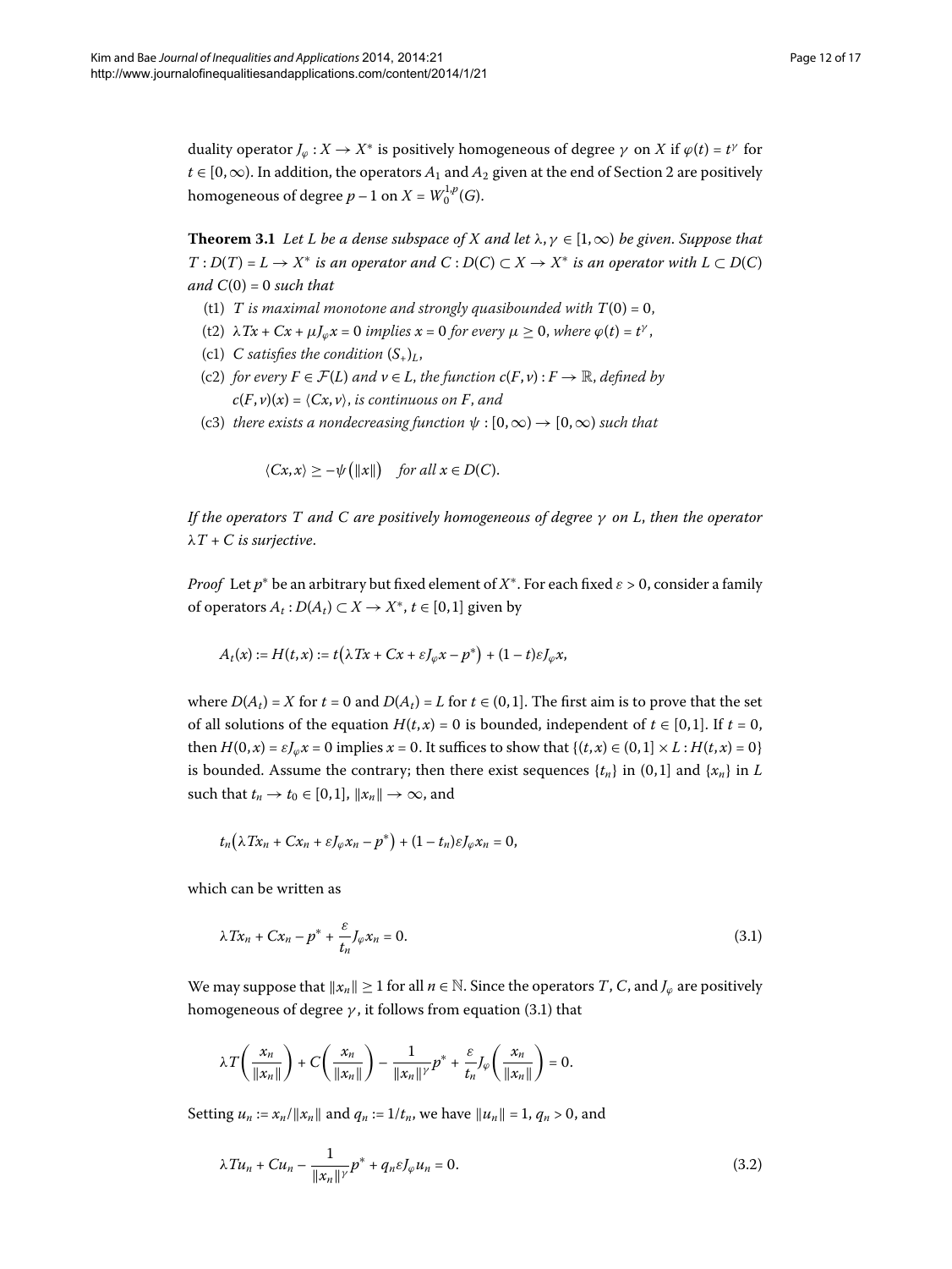duality operator $J_\varphi : X \to X^*$ is positively homogeneous of degree $\gamma$ on $X$ if $\varphi(t) = t^\gamma$ for $t \in [0,\infty)$. In addition, the operators $A_1$ and $A_2$ given at the end of Section 2 are positively homogeneous of degree $p-1$ on $X = W_0^{1,p}(G)$.

**Theorem 3.1** *Let $L$ be a dense subspace of $X$ and let $\lambda, \gamma \in [1,\infty)$ be given. Suppose that $T : D(T) = L \to X^*$ is an operator and $C : D(C) \subset X \to X^*$ is an operator with $L \subset D(C)$ and $C(0) = 0$ such that*

- (t1) *$T$ is maximal monotone and strongly quasibounded with $T(0) = 0$,*
- (t2) *$\lambda Tx + Cx + \mu J_\varphi x = 0$ implies $x = 0$ for every $\mu \geq 0$, where $\varphi(t) = t^\gamma$,*
- (c1) *$C$ satisfies the condition $(S_+)_L$,*
- (c2) *for every $F \in \mathcal{F}(L)$ and $v \in L$, the function $c(F,v) : F \to \mathbb{R}$, defined by $c(F,v)(x) = \langle Cx, v\rangle$, is continuous on $F$, and*
- (c3) *there exists a nondecreasing function $\psi : [0,\infty) \to [0,\infty)$ such that*

$$\langle Cx, x\rangle \geq -\psi(\|x\|) \quad \textit{for all } x \in D(C).$$

*If the operators $T$ and $C$ are positively homogeneous of degree $\gamma$ on $L$, then the operator $\lambda T + C$ is surjective.*

*Proof* Let $p^*$ be an arbitrary but fixed element of $X^*$. For each fixed $\varepsilon > 0$, consider a family of operators $A_t : D(A_t) \subset X \to X^*$, $t \in [0,1]$ given by

$$A_t(x) := H(t,x) := t\big(\lambda Tx + Cx + \varepsilon J_\varphi x - p^*\big) + (1-t)\varepsilon J_\varphi x,$$

where $D(A_t) = X$ for $t = 0$ and $D(A_t) = L$ for $t \in (0,1]$. The first aim is to prove that the set of all solutions of the equation $H(t,x) = 0$ is bounded, independent of $t \in [0,1]$. If $t = 0$, then $H(0,x) = \varepsilon J_\varphi x = 0$ implies $x = 0$. It suffices to show that $\{(t,x) \in (0,1] \times L : H(t,x) = 0\}$ is bounded. Assume the contrary; then there exist sequences $\{t_n\}$ in $(0,1]$ and $\{x_n\}$ in $L$ such that $t_n \to t_0 \in [0,1]$, $\|x_n\| \to \infty$, and

$$t_n\big(\lambda Tx_n + Cx_n + \varepsilon J_\varphi x_n - p^*\big) + (1-t_n)\varepsilon J_\varphi x_n = 0,$$

which can be written as

$$\lambda Tx_n + Cx_n - p^* + \frac{\varepsilon}{t_n} J_\varphi x_n = 0. \tag{3.1}$$

We may suppose that $\|x_n\| \geq 1$ for all $n \in \mathbb{N}$. Since the operators $T$, $C$, and $J_\varphi$ are positively homogeneous of degree $\gamma$, it follows from equation (3.1) that

$$\lambda T\left(\frac{x_n}{\|x_n\|}\right) + C\left(\frac{x_n}{\|x_n\|}\right) - \frac{1}{\|x_n\|^\gamma} p^* + \frac{\varepsilon}{t_n} J_\varphi\left(\frac{x_n}{\|x_n\|}\right) = 0.$$

Setting $u_n := x_n/\|x_n\|$ and $q_n := 1/t_n$, we have $\|u_n\| = 1$, $q_n > 0$, and

$$\lambda Tu_n + Cu_n - \frac{1}{\|x_n\|^\gamma} p^* + q_n \varepsilon J_\varphi u_n = 0. \tag{3.2}$$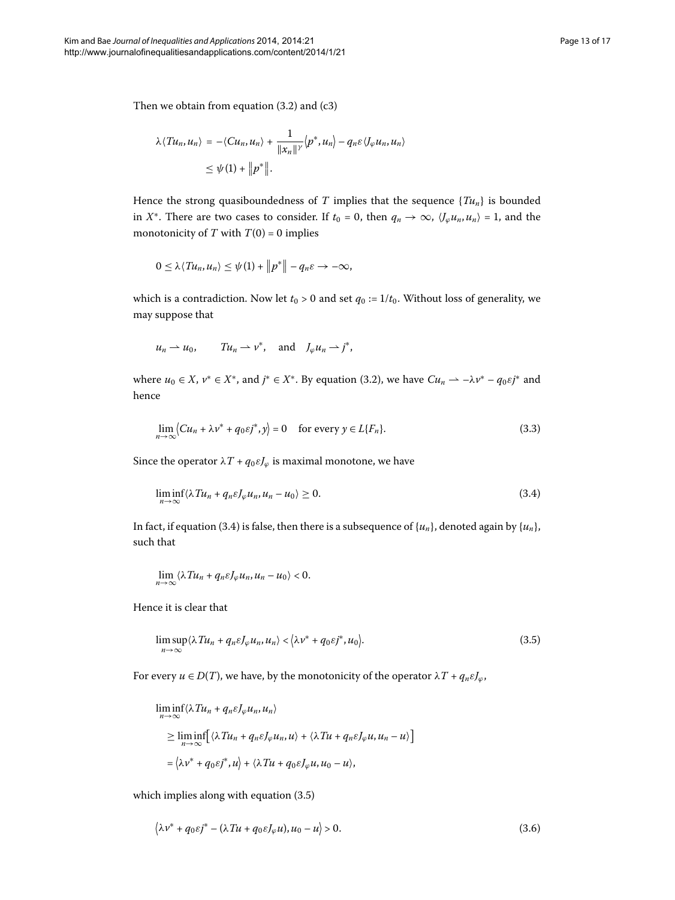Then we obtain from equation (3.2) and (c3)

$$\begin{aligned}\lambda\langle Tu_n, u_n\rangle &= -\langle Cu_n, u_n\rangle + \frac{1}{\|x_n\|^{\gamma}}\langle p^*, u_n\rangle - q_n\varepsilon\langle J_\varphi u_n, u_n\rangle \\ &\le \psi(1) + \|p^*\|.\end{aligned}$$

Hence the strong quasiboundedness of $T$ implies that the sequence $\{Tu_n\}$ is bounded in $X^*$. There are two cases to consider. If $t_0 = 0$, then $q_n \to \infty$, $\langle J_\varphi u_n, u_n\rangle = 1$, and the monotonicity of $T$ with $T(0) = 0$ implies

$$0 \le \lambda\langle Tu_n, u_n\rangle \le \psi(1) + \|p^*\| - q_n\varepsilon \to -\infty,$$

which is a contradiction. Now let $t_0 > 0$ and set $q_0 := 1/t_0$. Without loss of generality, we may suppose that

$$u_n \rightharpoonup u_0, \qquad Tu_n \rightharpoonup v^*, \quad \text{and} \quad J_\varphi u_n \rightharpoonup j^*,$$

where $u_0 \in X$, $v^* \in X^*$, and $j^* \in X^*$. By equation (3.2), we have $Cu_n \rightharpoonup -\lambda v^* - q_0\varepsilon j^*$ and hence

$$\lim_{n\to\infty}\langle Cu_n + \lambda v^* + q_0\varepsilon j^*, y\rangle = 0 \quad \text{for every } y \in L\{F_n\}. \tag{3.3}$$

Since the operator $\lambda T + q_0\varepsilon J_\varphi$ is maximal monotone, we have

$$\liminf_{n\to\infty}\langle \lambda Tu_n + q_n\varepsilon J_\varphi u_n, u_n - u_0\rangle \ge 0. \tag{3.4}$$

In fact, if equation (3.4) is false, then there is a subsequence of $\{u_n\}$, denoted again by $\{u_n\}$, such that

$$\lim_{n\to\infty}\langle \lambda Tu_n + q_n\varepsilon J_\varphi u_n, u_n - u_0\rangle < 0.$$

Hence it is clear that

$$\limsup_{n\to\infty}\langle \lambda Tu_n + q_n\varepsilon J_\varphi u_n, u_n\rangle < \langle \lambda v^* + q_0\varepsilon j^*, u_0\rangle. \tag{3.5}$$

For every $u \in D(T)$, we have, by the monotonicity of the operator $\lambda T + q_n\varepsilon J_\varphi$,

$$\begin{aligned}&\liminf_{n\to\infty}\langle \lambda Tu_n + q_n\varepsilon J_\varphi u_n, u_n\rangle \\ &\quad\ge \liminf_{n\to\infty}\big[\langle \lambda Tu_n + q_n\varepsilon J_\varphi u_n, u\rangle + \langle \lambda Tu + q_n\varepsilon J_\varphi u, u_n - u\rangle\big] \\ &\quad= \langle \lambda v^* + q_0\varepsilon j^*, u\rangle + \langle \lambda Tu + q_0\varepsilon J_\varphi u, u_0 - u\rangle,\end{aligned}$$

which implies along with equation (3.5)

$$\langle \lambda v^* + q_0\varepsilon j^* - (\lambda Tu + q_0\varepsilon J_\varphi u), u_0 - u\rangle > 0. \tag{3.6}$$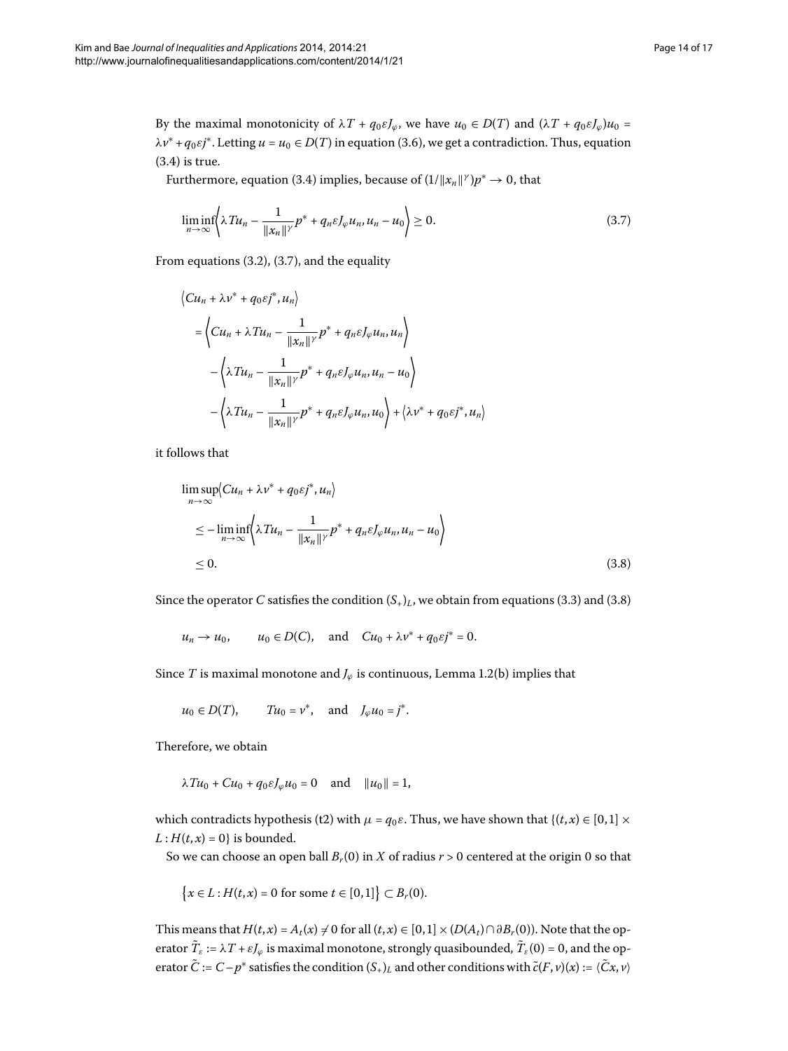By the maximal monotonicity of $\lambda T + q_0\varepsilon J_\varphi$, we have $u_0 \in D(T)$ and $(\lambda T + q_0\varepsilon J_\varphi)u_0 = \lambda v^* + q_0\varepsilon j^*$. Letting $u = u_0 \in D(T)$ in equation (3.6), we get a contradiction. Thus, equation (3.4) is true.

Furthermore, equation (3.4) implies, because of $(1/\|x_n\|^\gamma)p^* \to 0$, that

$$\liminf_{n\to\infty}\left\langle \lambda Tu_n - \frac{1}{\|x_n\|^\gamma}p^* + q_n\varepsilon J_\varphi u_n, u_n - u_0\right\rangle \geq 0. \tag{3.7}$$

From equations (3.2), (3.7), and the equality

$$\begin{aligned}
&\langle Cu_n + \lambda v^* + q_0\varepsilon j^*, u_n\rangle \\
&\quad = \left\langle Cu_n + \lambda Tu_n - \frac{1}{\|x_n\|^\gamma}p^* + q_n\varepsilon J_\varphi u_n, u_n\right\rangle \\
&\qquad - \left\langle \lambda Tu_n - \frac{1}{\|x_n\|^\gamma}p^* + q_n\varepsilon J_\varphi u_n, u_n - u_0\right\rangle \\
&\qquad - \left\langle \lambda Tu_n - \frac{1}{\|x_n\|^\gamma}p^* + q_n\varepsilon J_\varphi u_n, u_0\right\rangle + \langle \lambda v^* + q_0\varepsilon j^*, u_n\rangle
\end{aligned}$$

it follows that

$$\begin{aligned}
&\limsup_{n\to\infty}\langle Cu_n + \lambda v^* + q_0\varepsilon j^*, u_n\rangle \\
&\quad \leq -\liminf_{n\to\infty}\left\langle \lambda Tu_n - \frac{1}{\|x_n\|^\gamma}p^* + q_n\varepsilon J_\varphi u_n, u_n - u_0\right\rangle \\
&\quad \leq 0.
\end{aligned} \tag{3.8}$$

Since the operator $C$ satisfies the condition $(S_+)_L$, we obtain from equations (3.3) and (3.8)

$$u_n \to u_0, \qquad u_0 \in D(C), \quad \text{and} \quad Cu_0 + \lambda v^* + q_0\varepsilon j^* = 0.$$

Since $T$ is maximal monotone and $J_\varphi$ is continuous, Lemma 1.2(b) implies that

$$u_0 \in D(T), \qquad Tu_0 = v^*, \quad \text{and} \quad J_\varphi u_0 = j^*.$$

Therefore, we obtain

$$\lambda Tu_0 + Cu_0 + q_0\varepsilon J_\varphi u_0 = 0 \quad \text{and} \quad \|u_0\| = 1,$$

which contradicts hypothesis (t2) with $\mu = q_0\varepsilon$. Thus, we have shown that $\{(t,x) \in [0,1] \times L : H(t,x) = 0\}$ is bounded.

So we can choose an open ball $B_r(0)$ in $X$ of radius $r > 0$ centered at the origin 0 so that

$$\{x \in L : H(t,x) = 0 \text{ for some } t \in [0,1]\} \subset B_r(0).$$

This means that $H(t,x) = A_t(x) \neq 0$ for all $(t,x) \in [0,1] \times (D(A_t) \cap \partial B_r(0))$. Note that the operator $\tilde{T}_\varepsilon := \lambda T + \varepsilon J_\varphi$ is maximal monotone, strongly quasibounded, $\tilde{T}_\varepsilon(0) = 0$, and the operator $\tilde{C} := C - p^*$ satisfies the condition $(S_+)_L$ and other conditions with $\tilde{c}(F,v)(x) := \langle \tilde{C}x, v\rangle$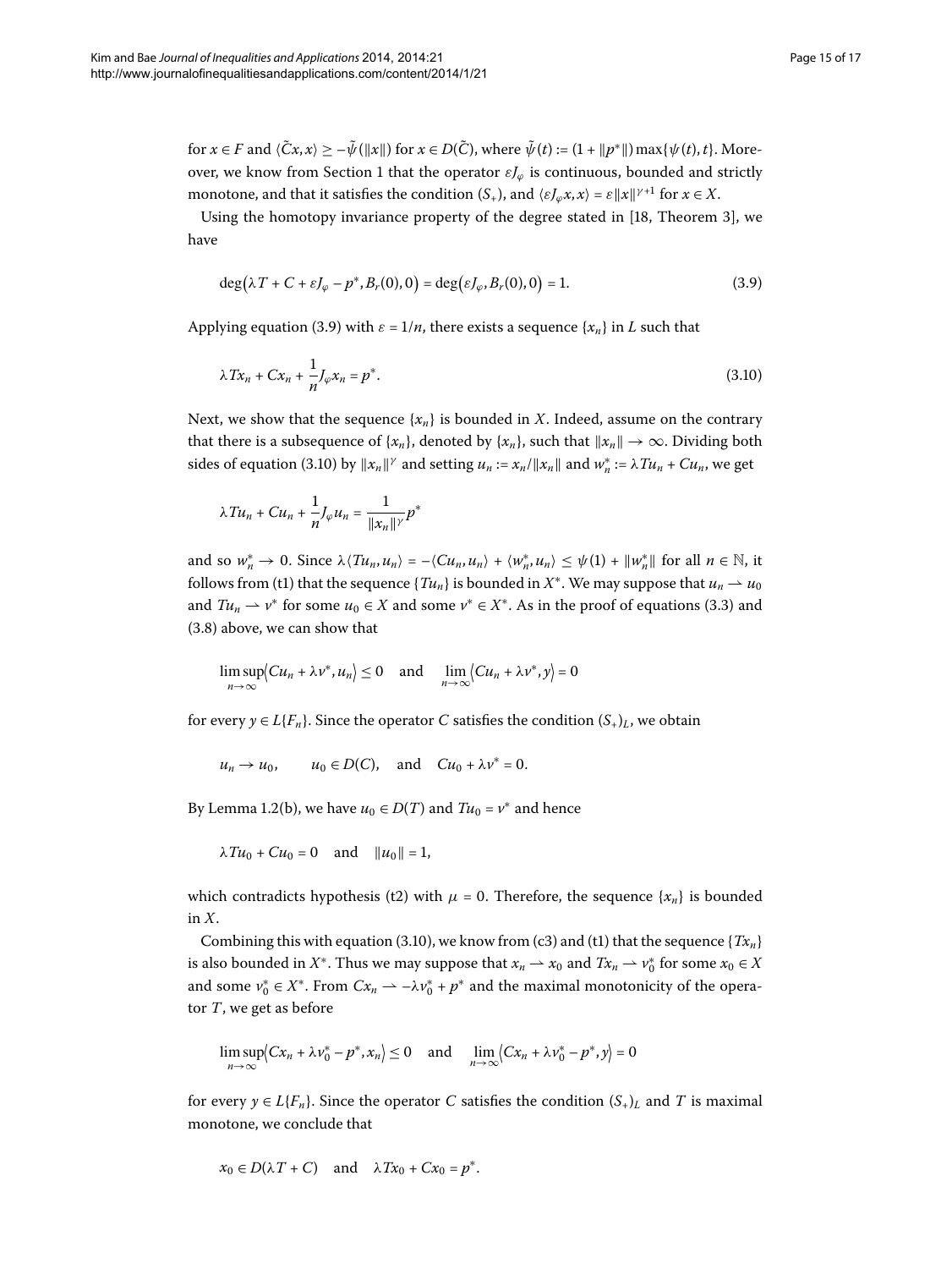for $x \in F$ and $\langle \tilde{C}x, x\rangle \geq -\tilde{\psi}(\|x\|)$ for $x \in D(\tilde{C})$, where $\tilde{\psi}(t) := (1 + \|p^*\|)\max\{\psi(t), t\}$. Moreover, we know from Section 1 that the operator $\varepsilon J_\varphi$ is continuous, bounded and strictly monotone, and that it satisfies the condition $(S_+)$, and $\langle \varepsilon J_\varphi x, x\rangle = \varepsilon\|x\|^{\gamma+1}$ for $x \in X$.

Using the homotopy invariance property of the degree stated in [18, Theorem 3], we have

$$\deg\bigl(\lambda T + C + \varepsilon J_\varphi - p^*, B_r(0), 0\bigr) = \deg\bigl(\varepsilon J_\varphi, B_r(0), 0\bigr) = 1. \tag{3.9}$$

Applying equation (3.9) with $\varepsilon = 1/n$, there exists a sequence $\{x_n\}$ in $L$ such that

$$\lambda T x_n + C x_n + \frac{1}{n} J_\varphi x_n = p^*. \tag{3.10}$$

Next, we show that the sequence $\{x_n\}$ is bounded in $X$. Indeed, assume on the contrary that there is a subsequence of $\{x_n\}$, denoted by $\{x_n\}$, such that $\|x_n\| \to \infty$. Dividing both sides of equation (3.10) by $\|x_n\|^\gamma$ and setting $u_n := x_n/\|x_n\|$ and $w_n^* := \lambda T u_n + C u_n$, we get

$$\lambda T u_n + C u_n + \frac{1}{n} J_\varphi u_n = \frac{1}{\|x_n\|^\gamma} p^*$$

and so $w_n^* \to 0$. Since $\lambda\langle T u_n, u_n\rangle = -\langle C u_n, u_n\rangle + \langle w_n^*, u_n\rangle \leq \psi(1) + \|w_n^*\|$ for all $n \in \mathbb{N}$, it follows from (t1) that the sequence $\{T u_n\}$ is bounded in $X^*$. We may suppose that $u_n \rightharpoonup u_0$ and $T u_n \rightharpoonup v^*$ for some $u_0 \in X$ and some $v^* \in X^*$. As in the proof of equations (3.3) and (3.8) above, we can show that

$$\limsup_{n\to\infty}\langle C u_n + \lambda v^*, u_n\rangle \leq 0 \quad \text{and} \quad \lim_{n\to\infty}\langle C u_n + \lambda v^*, y\rangle = 0$$

for every $y \in L\{F_n\}$. Since the operator $C$ satisfies the condition $(S_+)_L$, we obtain

$$u_n \to u_0, \qquad u_0 \in D(C), \quad \text{and} \quad C u_0 + \lambda v^* = 0.$$

By Lemma 1.2(b), we have $u_0 \in D(T)$ and $T u_0 = v^*$ and hence

$$\lambda T u_0 + C u_0 = 0 \quad \text{and} \quad \|u_0\| = 1,$$

which contradicts hypothesis (t2) with $\mu = 0$. Therefore, the sequence $\{x_n\}$ is bounded in $X$.

Combining this with equation (3.10), we know from (c3) and (t1) that the sequence $\{T x_n\}$ is also bounded in $X^*$. Thus we may suppose that $x_n \rightharpoonup x_0$ and $T x_n \rightharpoonup v_0^*$ for some $x_0 \in X$ and some $v_0^* \in X^*$. From $C x_n \rightharpoonup -\lambda v_0^* + p^*$ and the maximal monotonicity of the operator $T$, we get as before

$$\limsup_{n\to\infty}\langle C x_n + \lambda v_0^* - p^*, x_n\rangle \leq 0 \quad \text{and} \quad \lim_{n\to\infty}\langle C x_n + \lambda v_0^* - p^*, y\rangle = 0$$

for every $y \in L\{F_n\}$. Since the operator $C$ satisfies the condition $(S_+)_L$ and $T$ is maximal monotone, we conclude that

$$x_0 \in D(\lambda T + C) \quad \text{and} \quad \lambda T x_0 + C x_0 = p^*.$$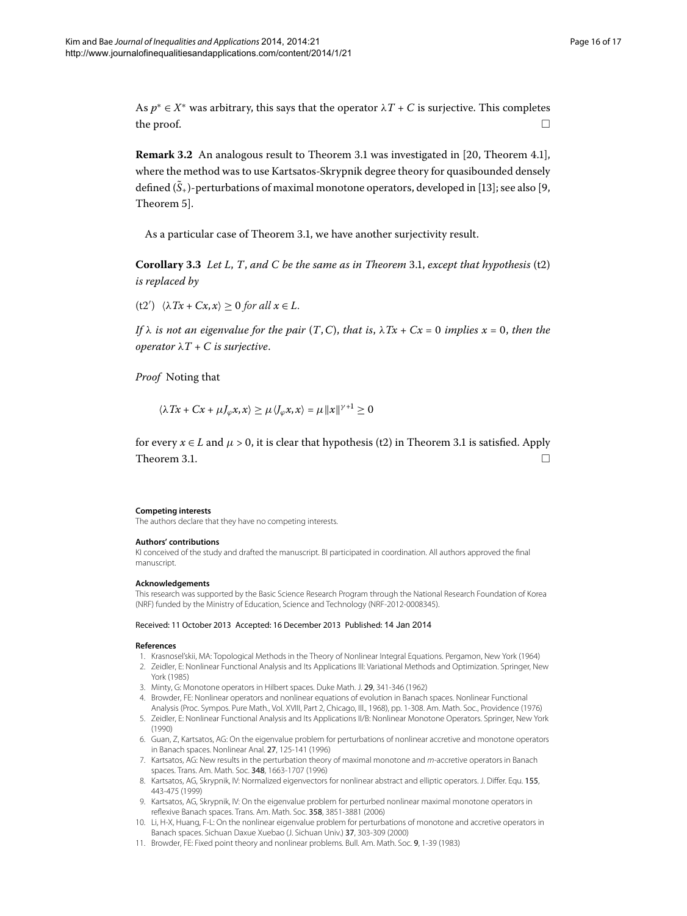As $p^* \in X^*$ was arbitrary, this says that the operator $\lambda T + C$ is surjective. This completes the proof. □

**Remark 3.2** An analogous result to Theorem 3.1 was investigated in [20, Theorem 4.1], where the method was to use Kartsatos-Skrypnik degree theory for quasibounded densely defined $(\tilde{S}_+)$-perturbations of maximal monotone operators, developed in [13]; see also [9, Theorem 5].

As a particular case of Theorem 3.1, we have another surjectivity result.

**Corollary 3.3** *Let $L$, $T$, and $C$ be the same as in Theorem* 3.1, *except that hypothesis* (t2) *is replaced by*

(t2′) $\langle \lambda Tx + Cx, x\rangle \geq 0$ *for all* $x \in L$.

*If $\lambda$ is not an eigenvalue for the pair $(T, C)$, that is, $\lambda Tx + Cx = 0$ implies $x = 0$, then the operator $\lambda T + C$ is surjective.*

*Proof* Noting that

$$\langle \lambda Tx + Cx + \mu J_\varphi x, x\rangle \geq \mu \langle J_\varphi x, x\rangle = \mu \|x\|^{\gamma+1} \geq 0$$

for every $x \in L$ and $\mu > 0$, it is clear that hypothesis (t2) in Theorem 3.1 is satisfied. Apply Theorem 3.1. □

**Competing interests**

The authors declare that they have no competing interests.

**Authors' contributions**

KI conceived of the study and drafted the manuscript. BI participated in coordination. All authors approved the final manuscript.

**Acknowledgements**

This research was supported by the Basic Science Research Program through the National Research Foundation of Korea (NRF) funded by the Ministry of Education, Science and Technology (NRF-2012-0008345).

Received: 11 October 2013 Accepted: 16 December 2013 Published: 14 Jan 2014

**References**

1. Krasnosel'skii, MA: Topological Methods in the Theory of Nonlinear Integral Equations. Pergamon, New York (1964)
2. Zeidler, E: Nonlinear Functional Analysis and Its Applications III: Variational Methods and Optimization. Springer, New York (1985)
3. Minty, G: Monotone operators in Hilbert spaces. Duke Math. J. **29**, 341-346 (1962)
4. Browder, FE: Nonlinear operators and nonlinear equations of evolution in Banach spaces. Nonlinear Functional Analysis (Proc. Sympos. Pure Math., Vol. XVIII, Part 2, Chicago, Ill., 1968), pp. 1-308. Am. Math. Soc., Providence (1976)
5. Zeidler, E: Nonlinear Functional Analysis and Its Applications II/B: Nonlinear Monotone Operators. Springer, New York (1990)
6. Guan, Z, Kartsatos, AG: On the eigenvalue problem for perturbations of nonlinear accretive and monotone operators in Banach spaces. Nonlinear Anal. **27**, 125-141 (1996)
7. Kartsatos, AG: New results in the perturbation theory of maximal monotone and *m*-accretive operators in Banach spaces. Trans. Am. Math. Soc. **348**, 1663-1707 (1996)
8. Kartsatos, AG, Skrypnik, IV: Normalized eigenvectors for nonlinear abstract and elliptic operators. J. Differ. Equ. **155**, 443-475 (1999)
9. Kartsatos, AG, Skrypnik, IV: On the eigenvalue problem for perturbed nonlinear maximal monotone operators in reflexive Banach spaces. Trans. Am. Math. Soc. **358**, 3851-3881 (2006)
10. Li, H-X, Huang, F-L: On the nonlinear eigenvalue problem for perturbations of monotone and accretive operators in Banach spaces. Sichuan Daxue Xuebao (J. Sichuan Univ.) **37**, 303-309 (2000)
11. Browder, FE: Fixed point theory and nonlinear problems. Bull. Am. Math. Soc. **9**, 1-39 (1983)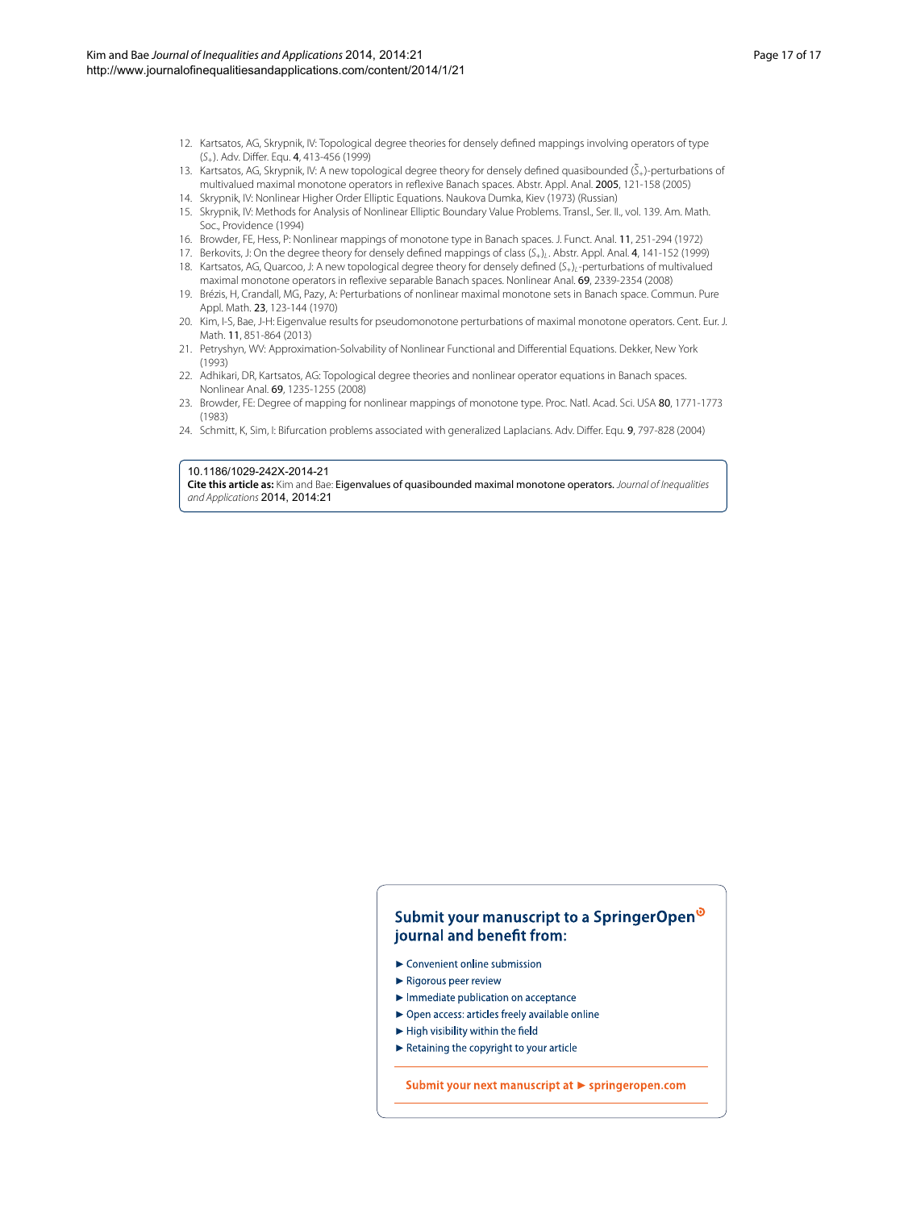12. Kartsatos, AG, Skrypnik, IV: Topological degree theories for densely defined mappings involving operators of type $(S_+)$. Adv. Differ. Equ. **4**, 413-456 (1999)
13. Kartsatos, AG, Skrypnik, IV: A new topological degree theory for densely defined quasibounded $(\tilde{S}_+)$-perturbations of multivalued maximal monotone operators in reflexive Banach spaces. Abstr. Appl. Anal. **2005**, 121-158 (2005)
14. Skrypnik, IV: Nonlinear Higher Order Elliptic Equations. Naukova Dumka, Kiev (1973) (Russian)
15. Skrypnik, IV: Methods for Analysis of Nonlinear Elliptic Boundary Value Problems. Transl., Ser. II., vol. 139. Am. Math. Soc., Providence (1994)
16. Browder, FE, Hess, P: Nonlinear mappings of monotone type in Banach spaces. J. Funct. Anal. **11**, 251-294 (1972)
17. Berkovits, J: On the degree theory for densely defined mappings of class $(S_+)_L$. Abstr. Appl. Anal. **4**, 141-152 (1999)
18. Kartsatos, AG, Quarcoo, J: A new topological degree theory for densely defined $(S_+)_L$-perturbations of multivalued maximal monotone operators in reflexive separable Banach spaces. Nonlinear Anal. **69**, 2339-2354 (2008)
19. Brézis, H, Crandall, MG, Pazy, A: Perturbations of nonlinear maximal monotone sets in Banach space. Commun. Pure Appl. Math. **23**, 123-144 (1970)
20. Kim, I-S, Bae, J-H: Eigenvalue results for pseudomonotone perturbations of maximal monotone operators. Cent. Eur. J. Math. **11**, 851-864 (2013)
21. Petryshyn, WV: Approximation-Solvability of Nonlinear Functional and Differential Equations. Dekker, New York (1993)
22. Adhikari, DR, Kartsatos, AG: Topological degree theories and nonlinear operator equations in Banach spaces. Nonlinear Anal. **69**, 1235-1255 (2008)
23. Browder, FE: Degree of mapping for nonlinear mappings of monotone type. Proc. Natl. Acad. Sci. USA **80**, 1771-1773 (1983)
24. Schmitt, K, Sim, I: Bifurcation problems associated with generalized Laplacians. Adv. Differ. Equ. **9**, 797-828 (2004)

10.1186/1029-242X-2014-21
**Cite this article as:** Kim and Bae: **Eigenvalues of quasibounded maximal monotone operators.** *Journal of Inequalities and Applications* 2014, 2014:21

**Submit your manuscript to a SpringerOpen journal and benefit from:**

- ► Convenient online submission
- ► Rigorous peer review
- ► Immediate publication on acceptance
- ► Open access: articles freely available online
- ► High visibility within the field
- ► Retaining the copyright to your article

**Submit your next manuscript at ► springeropen.com**